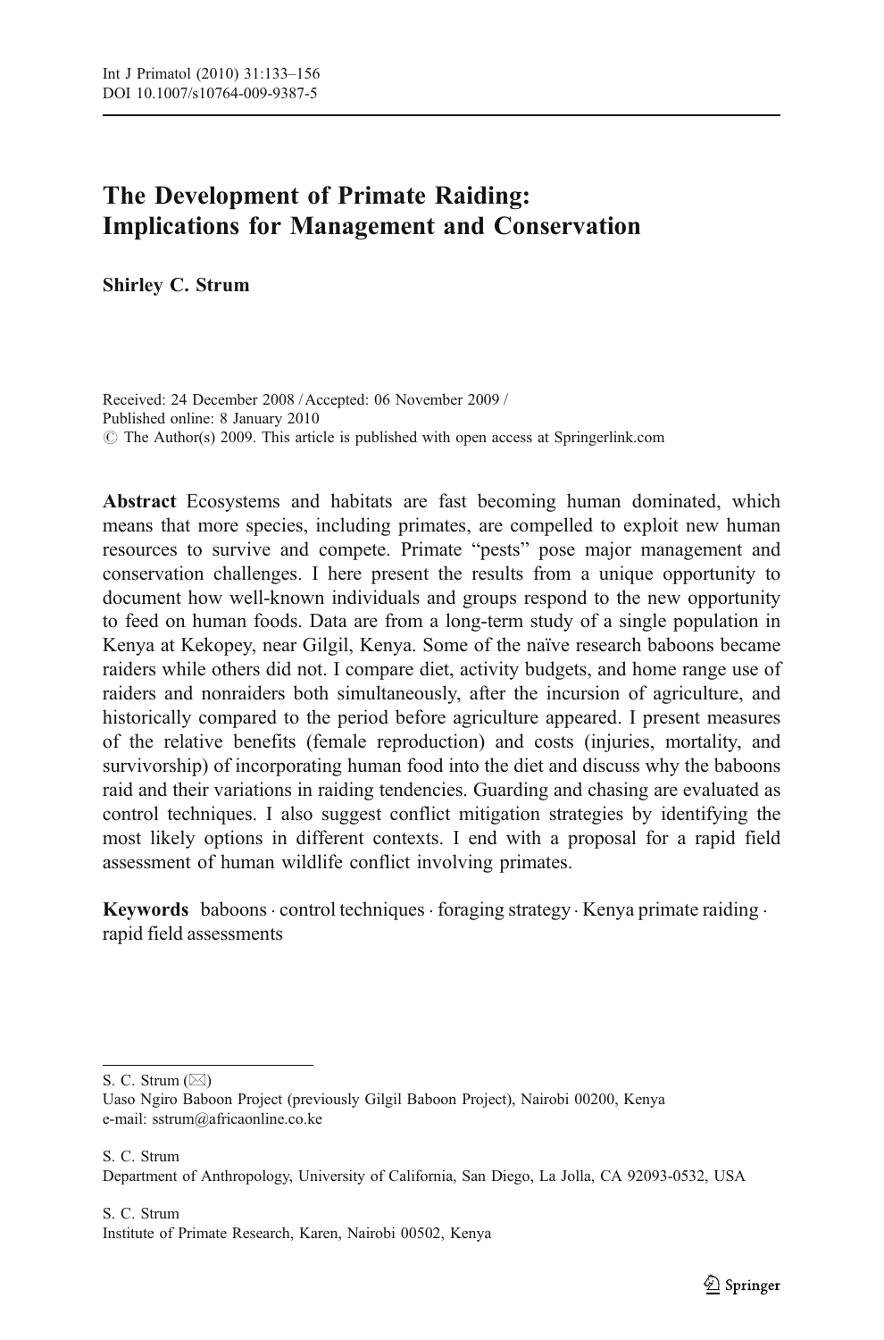# The Development of Primate Raiding: Implications for Management and Conservation

**Shirley C. Strum**

Received: 24 December 2008 / Accepted: 06 November 2009 /
Published online: 8 January 2010
© The Author(s) 2009. This article is published with open access at Springerlink.com

**Abstract** Ecosystems and habitats are fast becoming human dominated, which means that more species, including primates, are compelled to exploit new human resources to survive and compete. Primate "pests" pose major management and conservation challenges. I here present the results from a unique opportunity to document how well-known individuals and groups respond to the new opportunity to feed on human foods. Data are from a long-term study of a single population in Kenya at Kekopey, near Gilgil, Kenya. Some of the naïve research baboons became raiders while others did not. I compare diet, activity budgets, and home range use of raiders and nonraiders both simultaneously, after the incursion of agriculture, and historically compared to the period before agriculture appeared. I present measures of the relative benefits (female reproduction) and costs (injuries, mortality, and survivorship) of incorporating human food into the diet and discuss why the baboons raid and their variations in raiding tendencies. Guarding and chasing are evaluated as control techniques. I also suggest conflict mitigation strategies by identifying the most likely options in different contexts. I end with a proposal for a rapid field assessment of human wildlife conflict involving primates.

**Keywords** baboons · control techniques · foraging strategy · Kenya primate raiding · rapid field assessments

---

S. C. Strum (✉)
Uaso Ngiro Baboon Project (previously Gilgil Baboon Project), Nairobi 00200, Kenya
e-mail: sstrum@africaonline.co.ke

S. C. Strum
Department of Anthropology, University of California, San Diego, La Jolla, CA 92093-0532, USA

S. C. Strum
Institute of Primate Research, Karen, Nairobi 00502, Kenya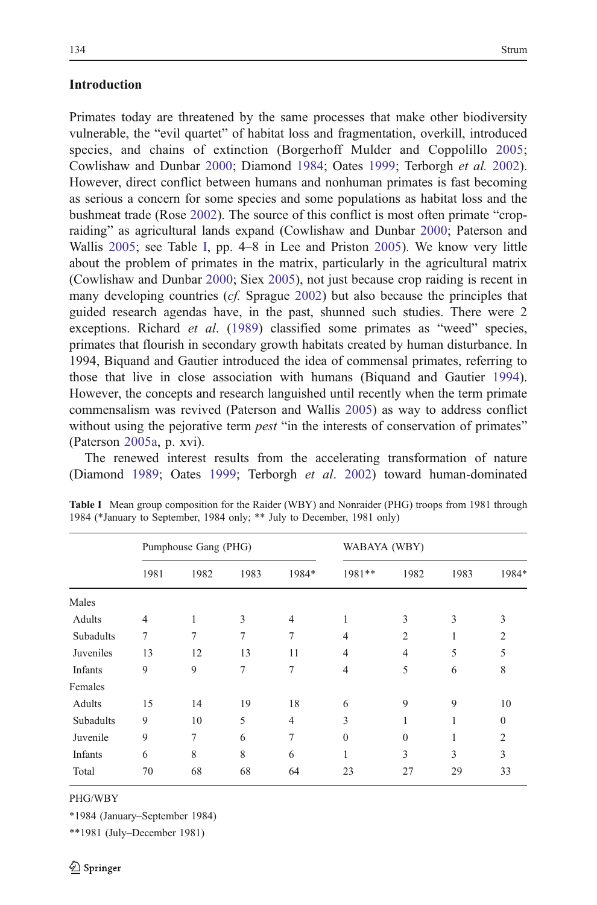## Introduction

Primates today are threatened by the same processes that make other biodiversity vulnerable, the "evil quartet" of habitat loss and fragmentation, overkill, introduced species, and chains of extinction (Borgerhoff Mulder and Coppolillo 2005; Cowlishaw and Dunbar 2000; Diamond 1984; Oates 1999; Terborgh *et al.* 2002). However, direct conflict between humans and nonhuman primates is fast becoming as serious a concern for some species and some populations as habitat loss and the bushmeat trade (Rose 2002). The source of this conflict is most often primate "crop-raiding" as agricultural lands expand (Cowlishaw and Dunbar 2000; Paterson and Wallis 2005; see Table I, pp. 4–8 in Lee and Priston 2005). We know very little about the problem of primates in the matrix, particularly in the agricultural matrix (Cowlishaw and Dunbar 2000; Siex 2005), not just because crop raiding is recent in many developing countries (*cf.* Sprague 2002) but also because the principles that guided research agendas have, in the past, shunned such studies. There were 2 exceptions. Richard *et al.* (1989) classified some primates as "weed" species, primates that flourish in secondary growth habitats created by human disturbance. In 1994, Biquand and Gautier introduced the idea of commensal primates, referring to those that live in close association with humans (Biquand and Gautier 1994). However, the concepts and research languished until recently when the term primate commensalism was revived (Paterson and Wallis 2005) as way to address conflict without using the pejorative term *pest* "in the interests of conservation of primates" (Paterson 2005a, p. xvi).

The renewed interest results from the accelerating transformation of nature (Diamond 1989; Oates 1999; Terborgh *et al.* 2002) toward human-dominated

**Table I** Mean group composition for the Raider (WBY) and Nonraider (PHG) troops from 1981 through 1984 (*January to September, 1984 only; ** July to December, 1981 only)

| | Pumphouse Gang (PHG) | | | | WABAYA (WBY) | | | |
|---|---|---|---|---|---|---|---|---|
| | 1981 | 1982 | 1983 | 1984* | 1981** | 1982 | 1983 | 1984* |
| Males | | | | | | | | |
| Adults | 4 | 1 | 3 | 4 | 1 | 3 | 3 | 3 |
| Subadults | 7 | 7 | 7 | 7 | 4 | 2 | 1 | 2 |
| Juveniles | 13 | 12 | 13 | 11 | 4 | 4 | 5 | 5 |
| Infants | 9 | 9 | 7 | 7 | 4 | 5 | 6 | 8 |
| Females | | | | | | | | |
| Adults | 15 | 14 | 19 | 18 | 6 | 9 | 9 | 10 |
| Subadults | 9 | 10 | 5 | 4 | 3 | 1 | 1 | 0 |
| Juvenile | 9 | 7 | 6 | 7 | 0 | 0 | 1 | 2 |
| Infants | 6 | 8 | 8 | 6 | 1 | 3 | 3 | 3 |
| Total | 70 | 68 | 68 | 64 | 23 | 27 | 29 | 33 |

PHG/WBY

*1984 (January–September 1984)

**1981 (July–December 1981)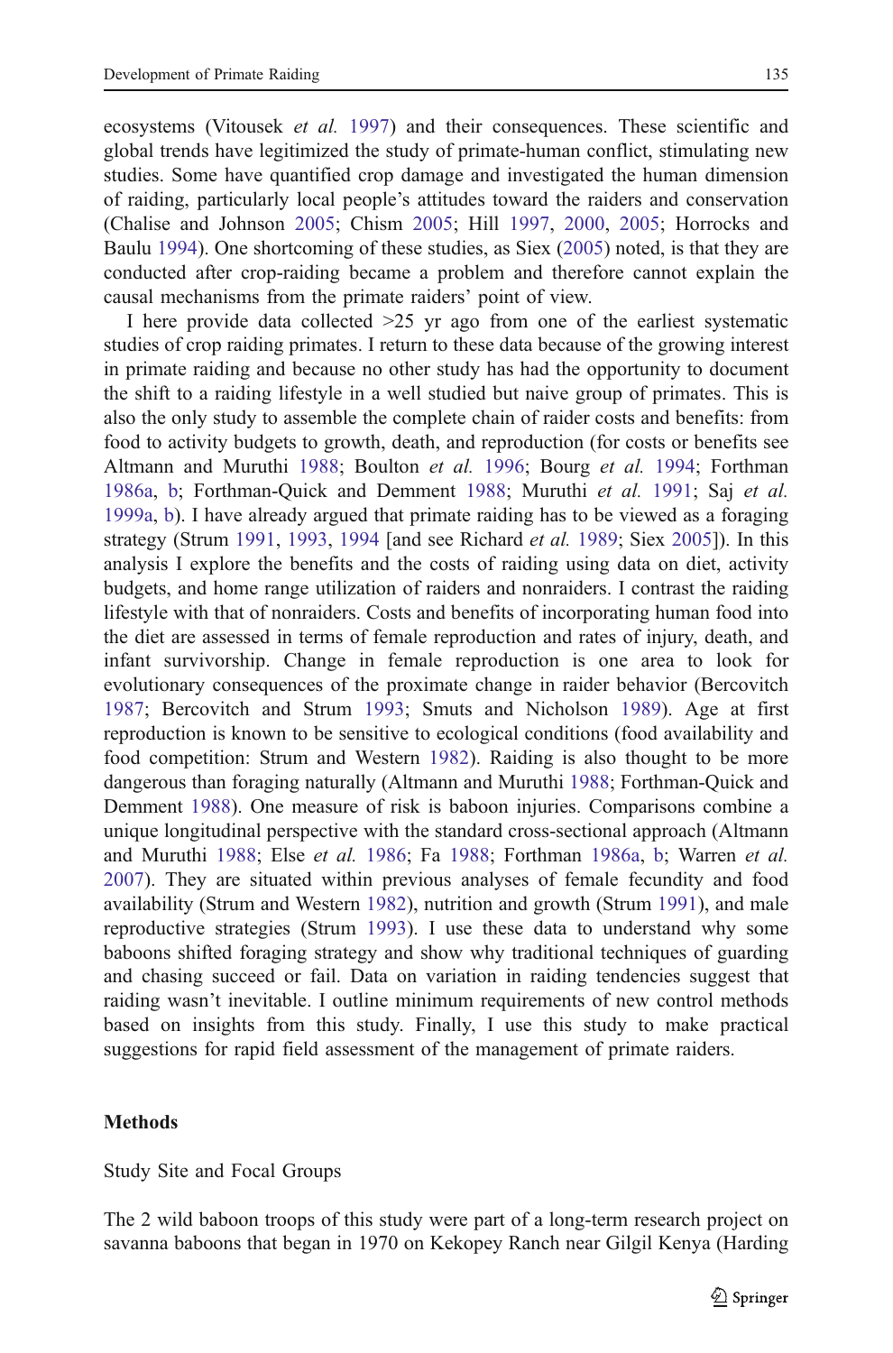ecosystems (Vitousek *et al.* 1997) and their consequences. These scientific and global trends have legitimized the study of primate-human conflict, stimulating new studies. Some have quantified crop damage and investigated the human dimension of raiding, particularly local people's attitudes toward the raiders and conservation (Chalise and Johnson 2005; Chism 2005; Hill 1997, 2000, 2005; Horrocks and Baulu 1994). One shortcoming of these studies, as Siex (2005) noted, is that they are conducted after crop-raiding became a problem and therefore cannot explain the causal mechanisms from the primate raiders' point of view.

I here provide data collected >25 yr ago from one of the earliest systematic studies of crop raiding primates. I return to these data because of the growing interest in primate raiding and because no other study has had the opportunity to document the shift to a raiding lifestyle in a well studied but naive group of primates. This is also the only study to assemble the complete chain of raider costs and benefits: from food to activity budgets to growth, death, and reproduction (for costs or benefits see Altmann and Muruthi 1988; Boulton *et al.* 1996; Bourg *et al.* 1994; Forthman 1986a, b; Forthman-Quick and Demment 1988; Muruthi *et al.* 1991; Saj *et al.* 1999a, b). I have already argued that primate raiding has to be viewed as a foraging strategy (Strum 1991, 1993, 1994 [and see Richard *et al.* 1989; Siex 2005]). In this analysis I explore the benefits and the costs of raiding using data on diet, activity budgets, and home range utilization of raiders and nonraiders. I contrast the raiding lifestyle with that of nonraiders. Costs and benefits of incorporating human food into the diet are assessed in terms of female reproduction and rates of injury, death, and infant survivorship. Change in female reproduction is one area to look for evolutionary consequences of the proximate change in raider behavior (Bercovitch 1987; Bercovitch and Strum 1993; Smuts and Nicholson 1989). Age at first reproduction is known to be sensitive to ecological conditions (food availability and food competition: Strum and Western 1982). Raiding is also thought to be more dangerous than foraging naturally (Altmann and Muruthi 1988; Forthman-Quick and Demment 1988). One measure of risk is baboon injuries. Comparisons combine a unique longitudinal perspective with the standard cross-sectional approach (Altmann and Muruthi 1988; Else *et al.* 1986; Fa 1988; Forthman 1986a, b; Warren *et al.* 2007). They are situated within previous analyses of female fecundity and food availability (Strum and Western 1982), nutrition and growth (Strum 1991), and male reproductive strategies (Strum 1993). I use these data to understand why some baboons shifted foraging strategy and show why traditional techniques of guarding and chasing succeed or fail. Data on variation in raiding tendencies suggest that raiding wasn't inevitable. I outline minimum requirements of new control methods based on insights from this study. Finally, I use this study to make practical suggestions for rapid field assessment of the management of primate raiders.

## Methods

### Study Site and Focal Groups

The 2 wild baboon troops of this study were part of a long-term research project on savanna baboons that began in 1970 on Kekopey Ranch near Gilgil Kenya (Harding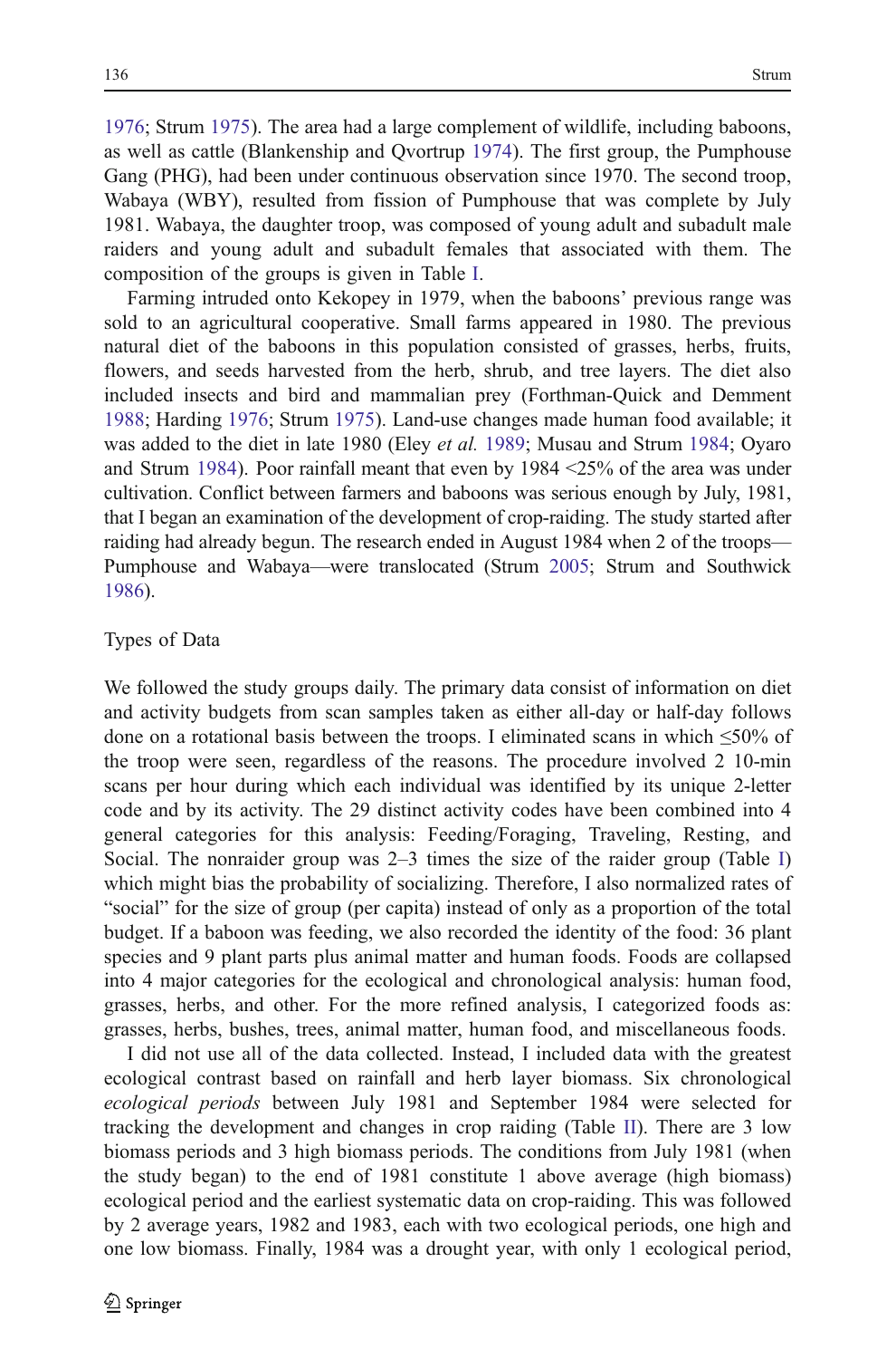1976; Strum 1975). The area had a large complement of wildlife, including baboons, as well as cattle (Blankenship and Qvortrup 1974). The first group, the Pumphouse Gang (PHG), had been under continuous observation since 1970. The second troop, Wabaya (WBY), resulted from fission of Pumphouse that was complete by July 1981. Wabaya, the daughter troop, was composed of young adult and subadult male raiders and young adult and subadult females that associated with them. The composition of the groups is given in Table I.

Farming intruded onto Kekopey in 1979, when the baboons' previous range was sold to an agricultural cooperative. Small farms appeared in 1980. The previous natural diet of the baboons in this population consisted of grasses, herbs, fruits, flowers, and seeds harvested from the herb, shrub, and tree layers. The diet also included insects and bird and mammalian prey (Forthman-Quick and Demment 1988; Harding 1976; Strum 1975). Land-use changes made human food available; it was added to the diet in late 1980 (Eley *et al.* 1989; Musau and Strum 1984; Oyaro and Strum 1984). Poor rainfall meant that even by 1984 <25% of the area was under cultivation. Conflict between farmers and baboons was serious enough by July, 1981, that I began an examination of the development of crop-raiding. The study started after raiding had already begun. The research ended in August 1984 when 2 of the troops—Pumphouse and Wabaya—were translocated (Strum 2005; Strum and Southwick 1986).

### Types of Data

We followed the study groups daily. The primary data consist of information on diet and activity budgets from scan samples taken as either all-day or half-day follows done on a rotational basis between the troops. I eliminated scans in which ≤50% of the troop were seen, regardless of the reasons. The procedure involved 2 10-min scans per hour during which each individual was identified by its unique 2-letter code and by its activity. The 29 distinct activity codes have been combined into 4 general categories for this analysis: Feeding/Foraging, Traveling, Resting, and Social. The nonraider group was 2–3 times the size of the raider group (Table I) which might bias the probability of socializing. Therefore, I also normalized rates of "social" for the size of group (per capita) instead of only as a proportion of the total budget. If a baboon was feeding, we also recorded the identity of the food: 36 plant species and 9 plant parts plus animal matter and human foods. Foods are collapsed into 4 major categories for the ecological and chronological analysis: human food, grasses, herbs, and other. For the more refined analysis, I categorized foods as: grasses, herbs, bushes, trees, animal matter, human food, and miscellaneous foods.

I did not use all of the data collected. Instead, I included data with the greatest ecological contrast based on rainfall and herb layer biomass. Six chronological *ecological periods* between July 1981 and September 1984 were selected for tracking the development and changes in crop raiding (Table II). There are 3 low biomass periods and 3 high biomass periods. The conditions from July 1981 (when the study began) to the end of 1981 constitute 1 above average (high biomass) ecological period and the earliest systematic data on crop-raiding. This was followed by 2 average years, 1982 and 1983, each with two ecological periods, one high and one low biomass. Finally, 1984 was a drought year, with only 1 ecological period,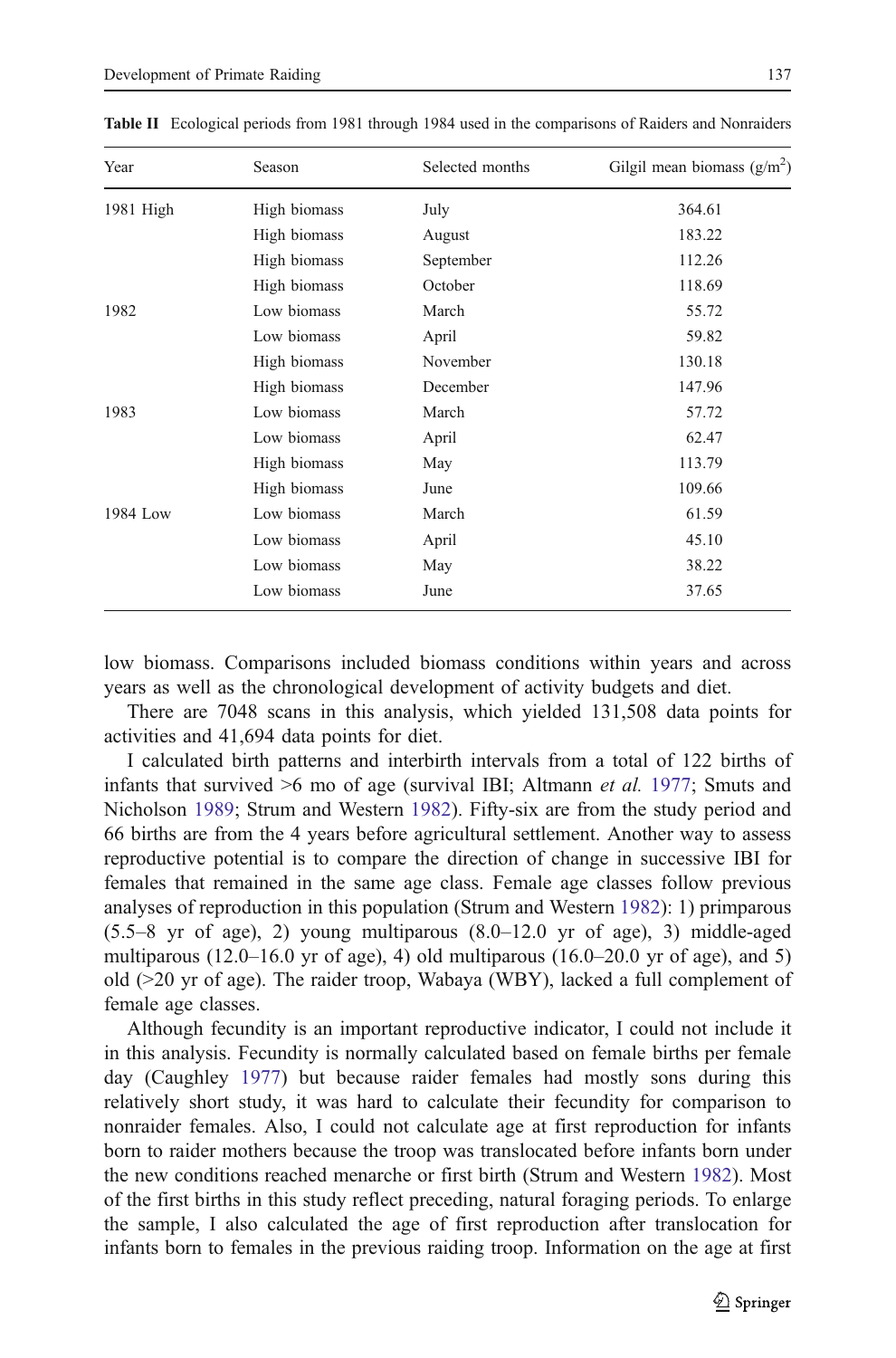**Table II** Ecological periods from 1981 through 1984 used in the comparisons of Raiders and Nonraiders

| Year | Season | Selected months | Gilgil mean biomass ($g/m^2$) |
|---|---|---|---|
| 1981 High | High biomass | July | 364.61 |
| | High biomass | August | 183.22 |
| | High biomass | September | 112.26 |
| | High biomass | October | 118.69 |
| 1982 | Low biomass | March | 55.72 |
| | Low biomass | April | 59.82 |
| | High biomass | November | 130.18 |
| | High biomass | December | 147.96 |
| 1983 | Low biomass | March | 57.72 |
| | Low biomass | April | 62.47 |
| | High biomass | May | 113.79 |
| | High biomass | June | 109.66 |
| 1984 Low | Low biomass | March | 61.59 |
| | Low biomass | April | 45.10 |
| | Low biomass | May | 38.22 |
| | Low biomass | June | 37.65 |

low biomass. Comparisons included biomass conditions within years and across years as well as the chronological development of activity budgets and diet.

There are 7048 scans in this analysis, which yielded 131,508 data points for activities and 41,694 data points for diet.

I calculated birth patterns and interbirth intervals from a total of 122 births of infants that survived >6 mo of age (survival IBI; Altmann *et al.* 1977; Smuts and Nicholson 1989; Strum and Western 1982). Fifty-six are from the study period and 66 births are from the 4 years before agricultural settlement. Another way to assess reproductive potential is to compare the direction of change in successive IBI for females that remained in the same age class. Female age classes follow previous analyses of reproduction in this population (Strum and Western 1982): 1) primparous (5.5–8 yr of age), 2) young multiparous (8.0–12.0 yr of age), 3) middle-aged multiparous (12.0–16.0 yr of age), 4) old multiparous (16.0–20.0 yr of age), and 5) old (>20 yr of age). The raider troop, Wabaya (WBY), lacked a full complement of female age classes.

Although fecundity is an important reproductive indicator, I could not include it in this analysis. Fecundity is normally calculated based on female births per female day (Caughley 1977) but because raider females had mostly sons during this relatively short study, it was hard to calculate their fecundity for comparison to nonraider females. Also, I could not calculate age at first reproduction for infants born to raider mothers because the troop was translocated before infants born under the new conditions reached menarche or first birth (Strum and Western 1982). Most of the first births in this study reflect preceding, natural foraging periods. To enlarge the sample, I also calculated the age of first reproduction after translocation for infants born to females in the previous raiding troop. Information on the age at first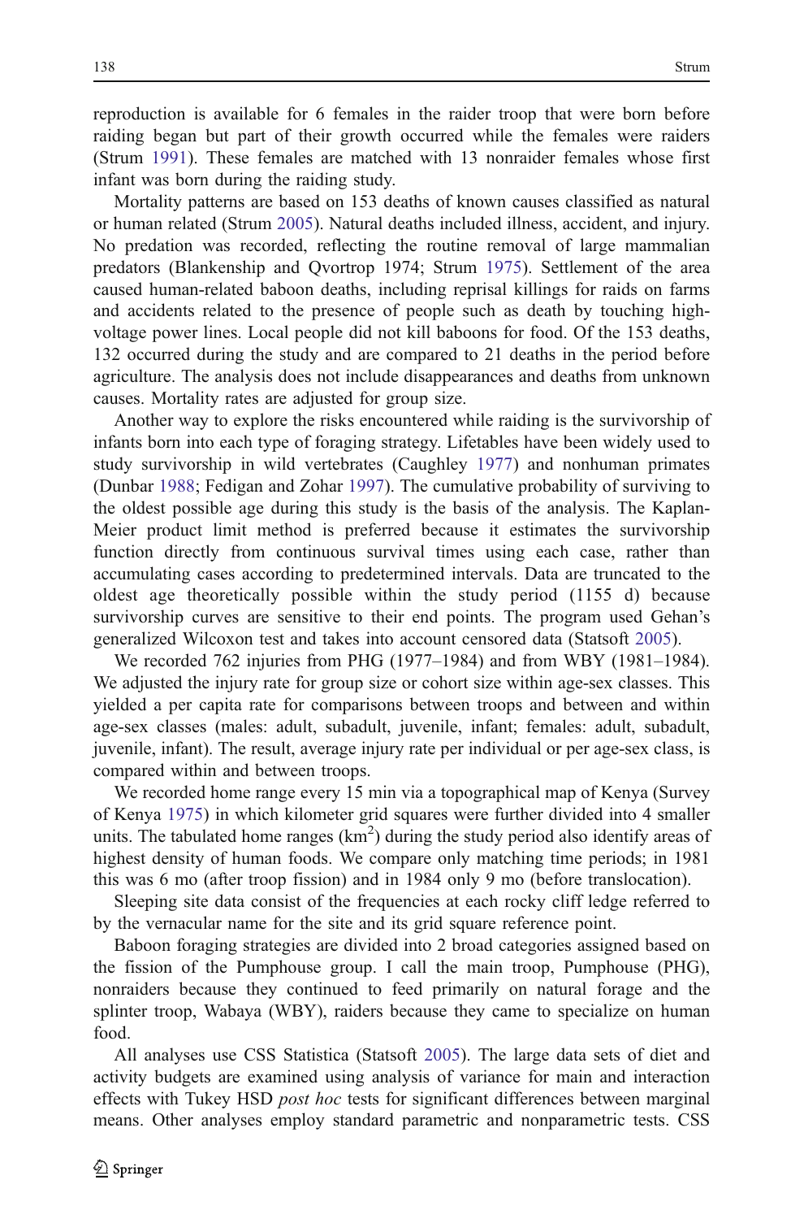reproduction is available for 6 females in the raider troop that were born before raiding began but part of their growth occurred while the females were raiders (Strum 1991). These females are matched with 13 nonraider females whose first infant was born during the raiding study.

Mortality patterns are based on 153 deaths of known causes classified as natural or human related (Strum 2005). Natural deaths included illness, accident, and injury. No predation was recorded, reflecting the routine removal of large mammalian predators (Blankenship and Qvortrop 1974; Strum 1975). Settlement of the area caused human-related baboon deaths, including reprisal killings for raids on farms and accidents related to the presence of people such as death by touching high-voltage power lines. Local people did not kill baboons for food. Of the 153 deaths, 132 occurred during the study and are compared to 21 deaths in the period before agriculture. The analysis does not include disappearances and deaths from unknown causes. Mortality rates are adjusted for group size.

Another way to explore the risks encountered while raiding is the survivorship of infants born into each type of foraging strategy. Lifetables have been widely used to study survivorship in wild vertebrates (Caughley 1977) and nonhuman primates (Dunbar 1988; Fedigan and Zohar 1997). The cumulative probability of surviving to the oldest possible age during this study is the basis of the analysis. The Kaplan-Meier product limit method is preferred because it estimates the survivorship function directly from continuous survival times using each case, rather than accumulating cases according to predetermined intervals. Data are truncated to the oldest age theoretically possible within the study period (1155 d) because survivorship curves are sensitive to their end points. The program used Gehan's generalized Wilcoxon test and takes into account censored data (Statsoft 2005).

We recorded 762 injuries from PHG (1977–1984) and from WBY (1981–1984). We adjusted the injury rate for group size or cohort size within age-sex classes. This yielded a per capita rate for comparisons between troops and between and within age-sex classes (males: adult, subadult, juvenile, infant; females: adult, subadult, juvenile, infant). The result, average injury rate per individual or per age-sex class, is compared within and between troops.

We recorded home range every 15 min via a topographical map of Kenya (Survey of Kenya 1975) in which kilometer grid squares were further divided into 4 smaller units. The tabulated home ranges ($km^2$) during the study period also identify areas of highest density of human foods. We compare only matching time periods; in 1981 this was 6 mo (after troop fission) and in 1984 only 9 mo (before translocation).

Sleeping site data consist of the frequencies at each rocky cliff ledge referred to by the vernacular name for the site and its grid square reference point.

Baboon foraging strategies are divided into 2 broad categories assigned based on the fission of the Pumphouse group. I call the main troop, Pumphouse (PHG), nonraiders because they continued to feed primarily on natural forage and the splinter troop, Wabaya (WBY), raiders because they came to specialize on human food.

All analyses use CSS Statistica (Statsoft 2005). The large data sets of diet and activity budgets are examined using analysis of variance for main and interaction effects with Tukey HSD *post hoc* tests for significant differences between marginal means. Other analyses employ standard parametric and nonparametric tests. CSS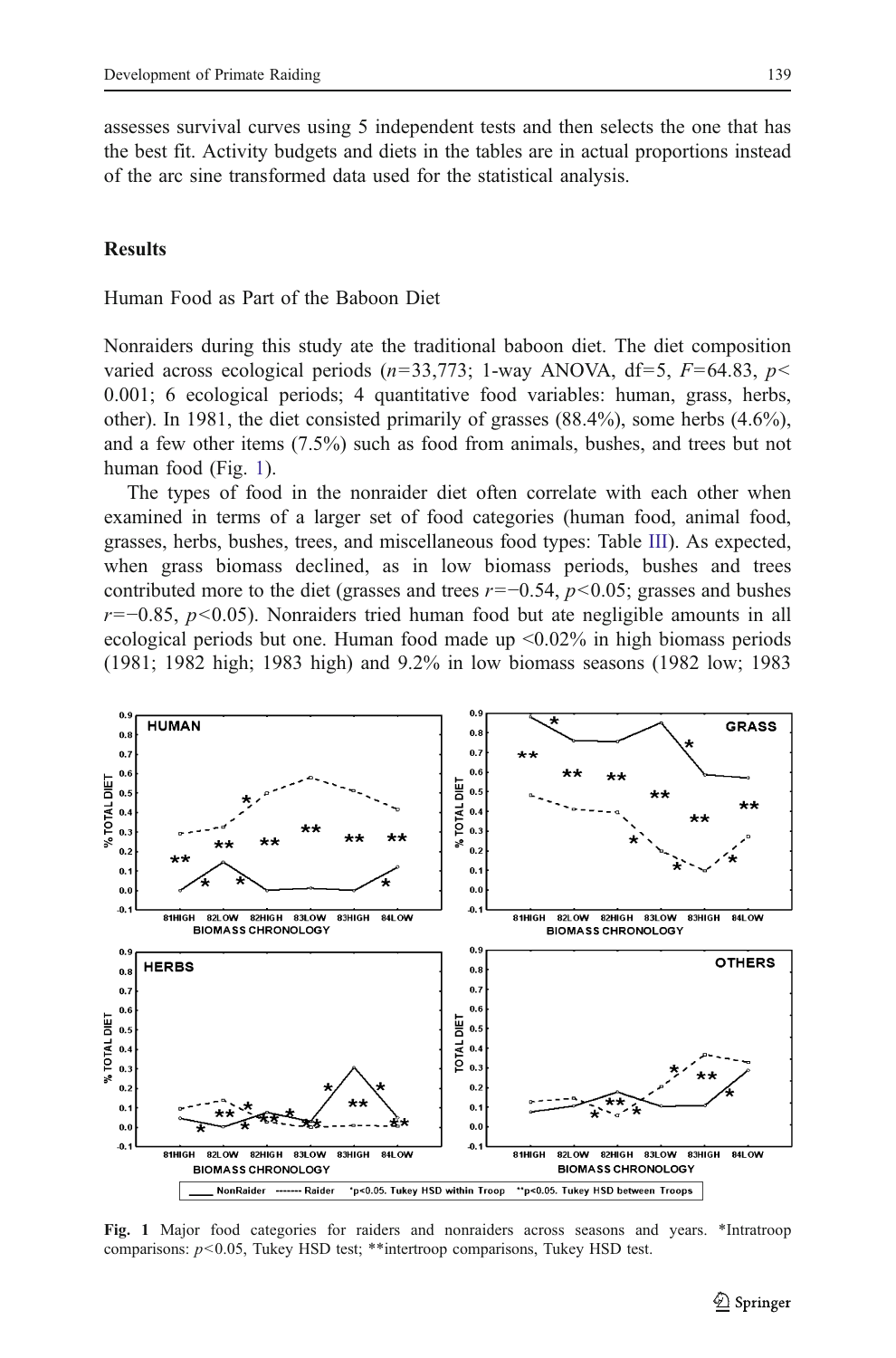assesses survival curves using 5 independent tests and then selects the one that has the best fit. Activity budgets and diets in the tables are in actual proportions instead of the arc sine transformed data used for the statistical analysis.

## Results

### Human Food as Part of the Baboon Diet

Nonraiders during this study ate the traditional baboon diet. The diet composition varied across ecological periods ($n$=33,773; 1-way ANOVA, df=5, $F$=64.83, $p$< 0.001; 6 ecological periods; 4 quantitative food variables: human, grass, herbs, other). In 1981, the diet consisted primarily of grasses (88.4%), some herbs (4.6%), and a few other items (7.5%) such as food from animals, bushes, and trees but not human food (Fig. 1).

The types of food in the nonraider diet often correlate with each other when examined in terms of a larger set of food categories (human food, animal food, grasses, herbs, bushes, trees, and miscellaneous food types: Table III). As expected, when grass biomass declined, as in low biomass periods, bushes and trees contributed more to the diet (grasses and trees $r$=−0.54, $p$<0.05; grasses and bushes $r$=−0.85, $p$<0.05). Nonraiders tried human food but ate negligible amounts in all ecological periods but one. Human food made up <0.02% in high biomass periods (1981; 1982 high; 1983 high) and 9.2% in low biomass seasons (1982 low; 1983

**Fig. 1** Major food categories for raiders and nonraiders across seasons and years. *Intratroop comparisons: $p$<0.05, Tukey HSD test; **intertroop comparisons, Tukey HSD test.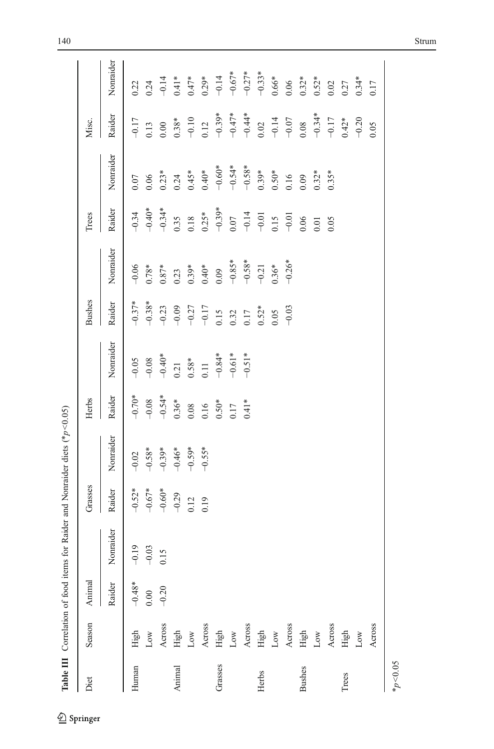**Table III** Correlation of food items for Raider and Nonraider diets (* $p<0.05$)

| Diet | Season | Animal | | Grasses | | Herbs | | Bushes | | Trees | | Misc. | |
|---|---|---|---|---|---|---|---|---|---|---|---|---|---|
| | | Raider | Nonraider | Raider | Nonraider | Raider | Nonraider | Raider | Nonraider | Raider | Nonraider | Raider | Nonraider |
| Human | High | −0.48* | −0.19 | −0.52* | −0.02 | −0.70* | −0.05 | −0.37* | −0.06 | −0.34 | 0.07 | −0.17 | 0.22 |
| | Low | 0.00 | −0.03 | −0.67* | −0.58* | −0.08 | −0.08 | −0.38* | 0.78* | −0.40* | 0.06 | 0.13 | 0.24 |
| | Across | −0.20 | 0.15 | −0.60* | −0.39* | −0.54* | −0.40* | −0.23 | 0.87* | −0.34* | 0.23* | 0.00 | −0.14 |
| Animal | High | | | −0.29 | −0.46* | 0.36* | 0.21 | −0.09 | 0.23 | 0.35 | 0.24 | 0.38* | 0.41* |
| | Low | | | 0.12 | −0.59* | 0.08 | 0.58* | −0.27 | 0.39* | 0.18 | 0.45* | −0.10 | 0.47* |
| | Across | | | 0.19 | −0.55* | 0.16 | 0.11 | −0.17 | 0.40* | 0.25* | 0.40* | 0.12 | 0.29* |
| Grasses | High | | | | | 0.50* | −0.84* | 0.15 | 0.09 | −0.39* | −0.60* | −0.39* | −0.14 |
| | Low | | | | | 0.17 | −0.61* | 0.32 | −0.85* | 0.07 | −0.54* | −0.47* | −0.67* |
| | Across | | | | | 0.41* | −0.51* | 0.17 | −0.58* | −0.14 | −0.58* | −0.44* | −0.27* |
| Herbs | High | | | | | | | 0.52* | −0.21 | −0.01 | 0.39* | 0.02 | −0.33* |
| | Low | | | | | | | 0.05 | 0.36* | 0.15 | 0.50* | −0.14 | 0.66* |
| | Across | | | | | | | −0.03 | −0.26* | −0.01 | 0.16 | −0.07 | 0.06 |
| Bushes | High | | | | | | | | | 0.06 | 0.09 | 0.08 | 0.32* |
| | Low | | | | | | | | | 0.01 | 0.32* | −0.34* | 0.52* |
| | Across | | | | | | | | | 0.05 | 0.35* | −0.17 | 0.02 |
| Trees | High | | | | | | | | | | | 0.42* | 0.27 |
| | Low | | | | | | | | | | | −0.20 | 0.34* |
| | Across | | | | | | | | | | | 0.05 | 0.17 |

* $p<0.05$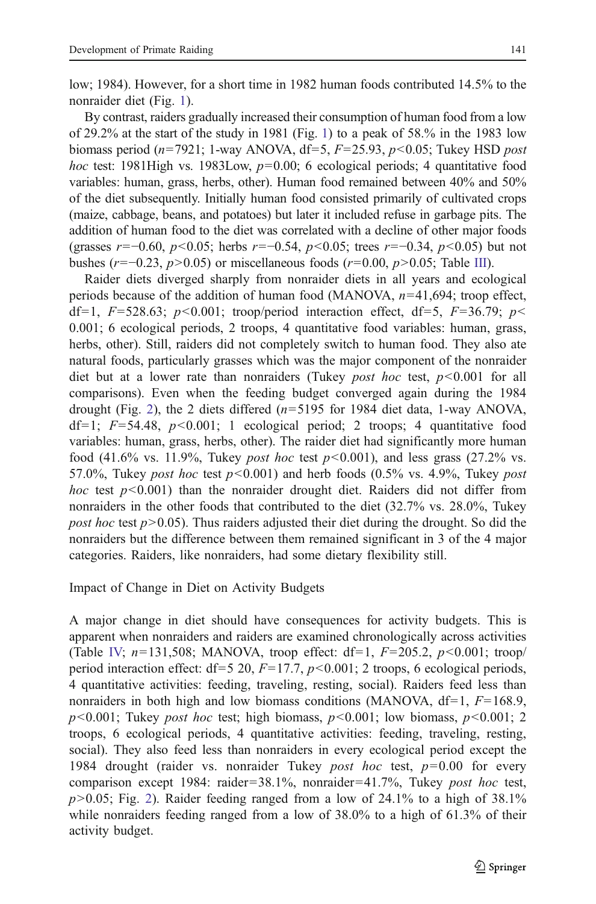low; 1984). However, for a short time in 1982 human foods contributed 14.5% to the nonraider diet (Fig. 1).

By contrast, raiders gradually increased their consumption of human food from a low of 29.2% at the start of the study in 1981 (Fig. 1) to a peak of 58.% in the 1983 low biomass period ($n$=7921; 1-way ANOVA, df=5, $F$=25.93, $p$<0.05; Tukey HSD *post hoc* test: 1981High vs. 1983Low, $p$=0.00; 6 ecological periods; 4 quantitative food variables: human, grass, herbs, other). Human food remained between 40% and 50% of the diet subsequently. Initially human food consisted primarily of cultivated crops (maize, cabbage, beans, and potatoes) but later it included refuse in garbage pits. The addition of human food to the diet was correlated with a decline of other major foods (grasses $r$=−0.60, $p$<0.05; herbs $r$=−0.54, $p$<0.05; trees $r$=−0.34, $p$<0.05) but not bushes ($r$=−0.23, $p$>0.05) or miscellaneous foods ($r$=0.00, $p$>0.05; Table III).

Raider diets diverged sharply from nonraider diets in all years and ecological periods because of the addition of human food (MANOVA, $n$=41,694; troop effect, df=1, $F$=528.63; $p$<0.001; troop/period interaction effect, df=5, $F$=36.79; $p$< 0.001; 6 ecological periods, 2 troops, 4 quantitative food variables: human, grass, herbs, other). Still, raiders did not completely switch to human food. They also ate natural foods, particularly grasses which was the major component of the nonraider diet but at a lower rate than nonraiders (Tukey *post hoc* test, $p$<0.001 for all comparisons). Even when the feeding budget converged again during the 1984 drought (Fig. 2), the 2 diets differed ($n$=5195 for 1984 diet data, 1-way ANOVA, df=1; $F$=54.48, $p$<0.001; 1 ecological period; 2 troops; 4 quantitative food variables: human, grass, herbs, other). The raider diet had significantly more human food (41.6% vs. 11.9%, Tukey *post hoc* test $p$<0.001), and less grass (27.2% vs. 57.0%, Tukey *post hoc* test $p$<0.001) and herb foods (0.5% vs. 4.9%, Tukey *post hoc* test $p$<0.001) than the nonraider drought diet. Raiders did not differ from nonraiders in the other foods that contributed to the diet (32.7% vs. 28.0%, Tukey *post hoc* test $p$>0.05). Thus raiders adjusted their diet during the drought. So did the nonraiders but the difference between them remained significant in 3 of the 4 major categories. Raiders, like nonraiders, had some dietary flexibility still.

## Impact of Change in Diet on Activity Budgets

A major change in diet should have consequences for activity budgets. This is apparent when nonraiders and raiders are examined chronologically across activities (Table IV; $n$=131,508; MANOVA, troop effect: df=1, $F$=205.2, $p$<0.001; troop/period interaction effect: df=5 20, $F$=17.7, $p$<0.001; 2 troops, 6 ecological periods, 4 quantitative activities: feeding, traveling, resting, social). Raiders feed less than nonraiders in both high and low biomass conditions (MANOVA, df=1, $F$=168.9, $p$<0.001; Tukey *post hoc* test; high biomass, $p$<0.001; low biomass, $p$<0.001; 2 troops, 6 ecological periods, 4 quantitative activities: feeding, traveling, resting, social). They also feed less than nonraiders in every ecological period except the 1984 drought (raider vs. nonraider Tukey *post hoc* test, $p$=0.00 for every comparison except 1984: raider=38.1%, nonraider=41.7%, Tukey *post hoc* test, $p$>0.05; Fig. 2). Raider feeding ranged from a low of 24.1% to a high of 38.1% while nonraiders feeding ranged from a low of 38.0% to a high of 61.3% of their activity budget.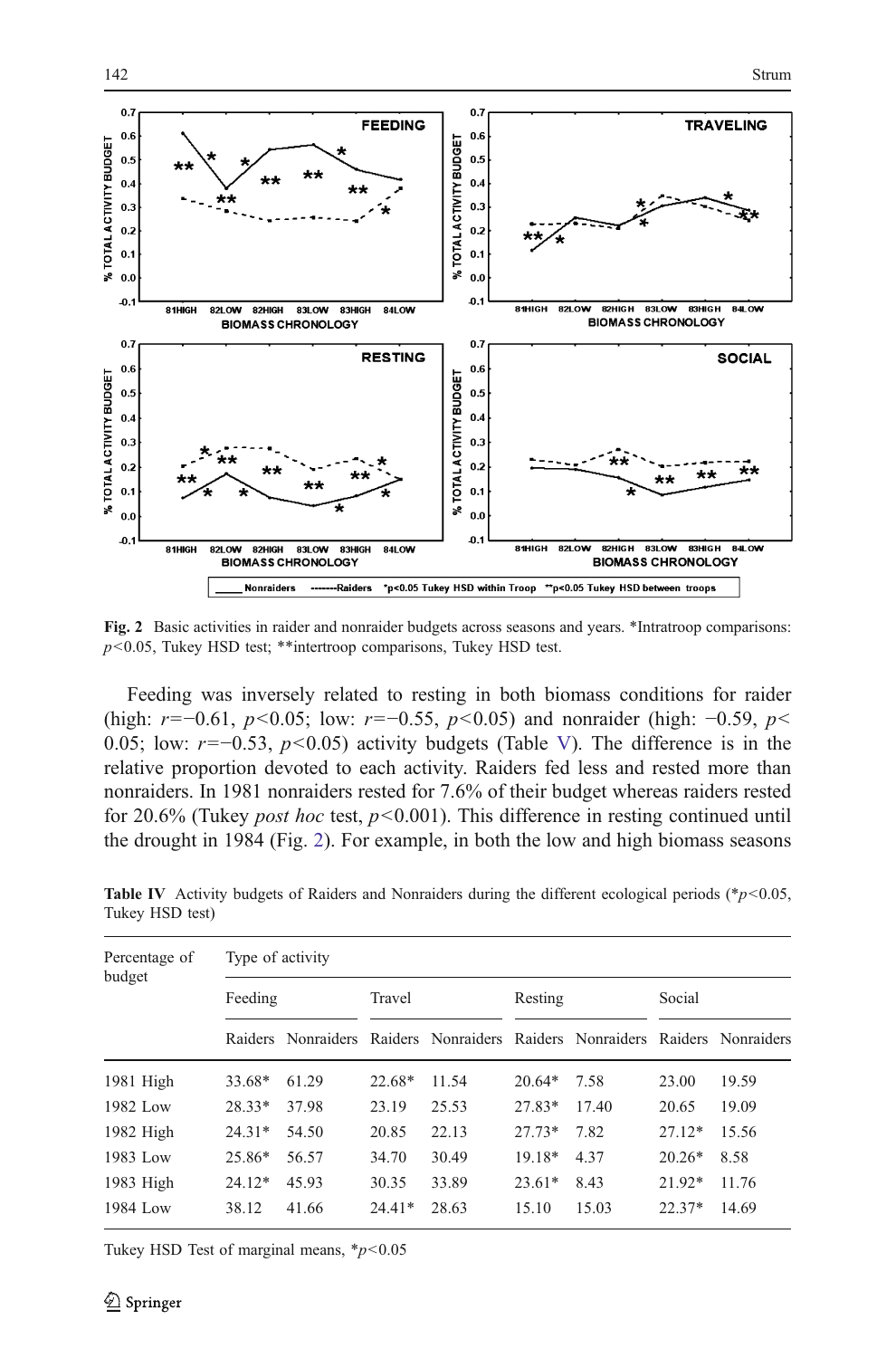Fig. 2 Basic activities in raider and nonraider budgets across seasons and years. *Intratroop comparisons: $p<0.05$, Tukey HSD test; **intertroop comparisons, Tukey HSD test.

Feeding was inversely related to resting in both biomass conditions for raider (high: $r=-0.61$, $p<0.05$; low: $r=-0.55$, $p<0.05$) and nonraider (high: $-0.59$, $p<0.05$; low: $r=-0.53$, $p<0.05$) activity budgets (Table V). The difference is in the relative proportion devoted to each activity. Raiders fed less and rested more than nonraiders. In 1981 nonraiders rested for 7.6% of their budget whereas raiders rested for 20.6% (Tukey *post hoc* test, $p<0.001$). This difference in resting continued until the drought in 1984 (Fig. 2). For example, in both the low and high biomass seasons

**Table IV** Activity budgets of Raiders and Nonraiders during the different ecological periods (*$p<0.05$, Tukey HSD test)

| Percentage of budget | Type of activity | | | | | | | |
|---|---|---|---|---|---|---|---|---|
| | Feeding | | Travel | | Resting | | Social | |
| | Raiders | Nonraiders | Raiders | Nonraiders | Raiders | Nonraiders | Raiders | Nonraiders |
| 1981 High | 33.68* | 61.29 | 22.68* | 11.54 | 20.64* | 7.58 | 23.00 | 19.59 |
| 1982 Low | 28.33* | 37.98 | 23.19 | 25.53 | 27.83* | 17.40 | 20.65 | 19.09 |
| 1982 High | 24.31* | 54.50 | 20.85 | 22.13 | 27.73* | 7.82 | 27.12* | 15.56 |
| 1983 Low | 25.86* | 56.57 | 34.70 | 30.49 | 19.18* | 4.37 | 20.26* | 8.58 |
| 1983 High | 24.12* | 45.93 | 30.35 | 33.89 | 23.61* | 8.43 | 21.92* | 11.76 |
| 1984 Low | 38.12 | 41.66 | 24.41* | 28.63 | 15.10 | 15.03 | 22.37* | 14.69 |

Tukey HSD Test of marginal means, *$p<0.05$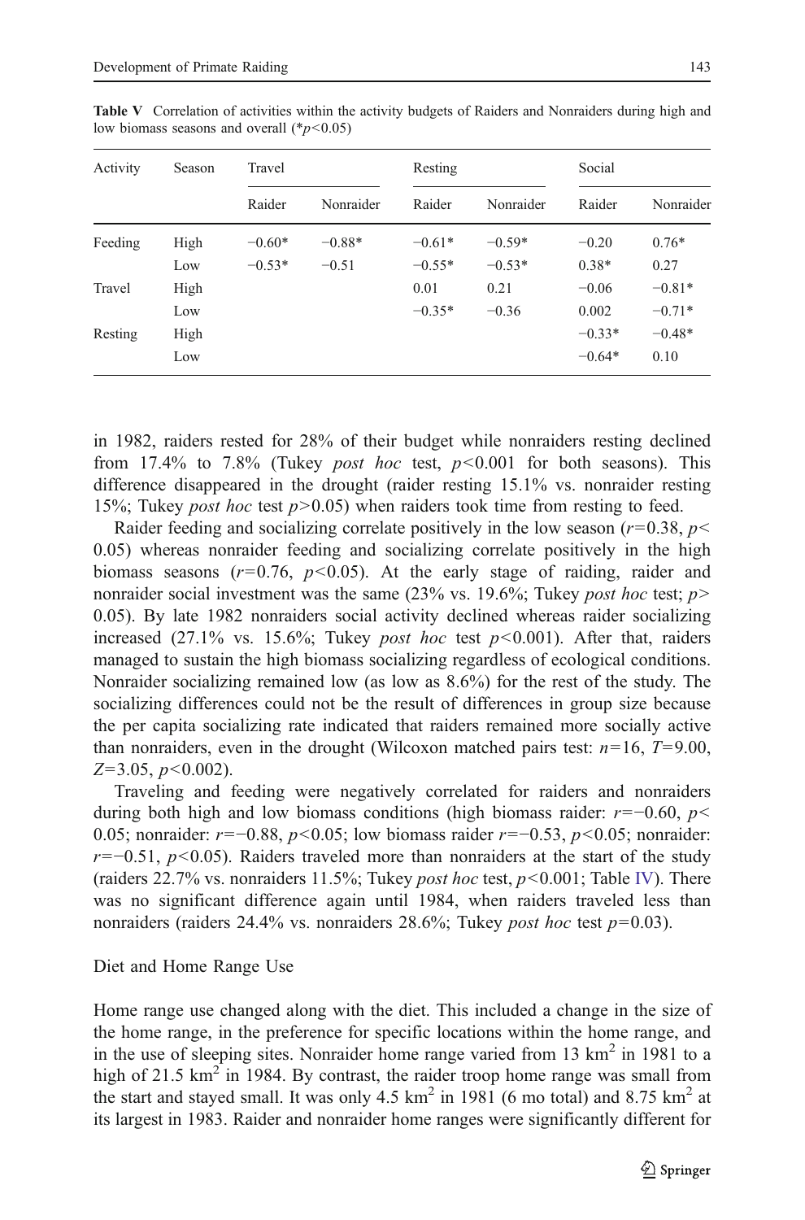**Table V** Correlation of activities within the activity budgets of Raiders and Nonraiders during high and low biomass seasons and overall (*$p<0.05$)

| Activity | Season | Travel | | Resting | | Social | |
|---|---|---|---|---|---|---|---|
| | | Raider | Nonraider | Raider | Nonraider | Raider | Nonraider |
| Feeding | High | −0.60* | −0.88* | −0.61* | −0.59* | −0.20 | 0.76* |
| | Low | −0.53* | −0.51 | −0.55* | −0.53* | 0.38* | 0.27 |
| Travel | High | | | 0.01 | 0.21 | −0.06 | −0.81* |
| | Low | | | −0.35* | −0.36 | 0.002 | −0.71* |
| Resting | High | | | | | −0.33* | −0.48* |
| | Low | | | | | −0.64* | 0.10 |

in 1982, raiders rested for 28% of their budget while nonraiders resting declined from 17.4% to 7.8% (Tukey *post hoc* test, $p<0.001$ for both seasons). This difference disappeared in the drought (raider resting 15.1% vs. nonraider resting 15%; Tukey *post hoc* test $p>0.05$) when raiders took time from resting to feed.

Raider feeding and socializing correlate positively in the low season ($r=0.38$, $p<0.05$) whereas nonraider feeding and socializing correlate positively in the high biomass seasons ($r=0.76$, $p<0.05$). At the early stage of raiding, raider and nonraider social investment was the same (23% vs. 19.6%; Tukey *post hoc* test; $p>0.05$). By late 1982 nonraiders social activity declined whereas raider socializing increased (27.1% vs. 15.6%; Tukey *post hoc* test $p<0.001$). After that, raiders managed to sustain the high biomass socializing regardless of ecological conditions. Nonraider socializing remained low (as low as 8.6%) for the rest of the study. The socializing differences could not be the result of differences in group size because the per capita socializing rate indicated that raiders remained more socially active than nonraiders, even in the drought (Wilcoxon matched pairs test: $n=16$, $T=9.00$, $Z=3.05$, $p<0.002$).

Traveling and feeding were negatively correlated for raiders and nonraiders during both high and low biomass conditions (high biomass raider: $r=-0.60$, $p<0.05$; nonraider: $r=-0.88$, $p<0.05$; low biomass raider $r=-0.53$, $p<0.05$; nonraider: $r=-0.51$, $p<0.05$). Raiders traveled more than nonraiders at the start of the study (raiders 22.7% vs. nonraiders 11.5%; Tukey *post hoc* test, $p<0.001$; Table IV). There was no significant difference again until 1984, when raiders traveled less than nonraiders (raiders 24.4% vs. nonraiders 28.6%; Tukey *post hoc* test $p=0.03$).

## Diet and Home Range Use

Home range use changed along with the diet. This included a change in the size of the home range, in the preference for specific locations within the home range, and in the use of sleeping sites. Nonraider home range varied from 13 $km^2$ in 1981 to a high of 21.5 $km^2$ in 1984. By contrast, the raider troop home range was small from the start and stayed small. It was only 4.5 $km^2$ in 1981 (6 mo total) and 8.75 $km^2$ at its largest in 1983. Raider and nonraider home ranges were significantly different for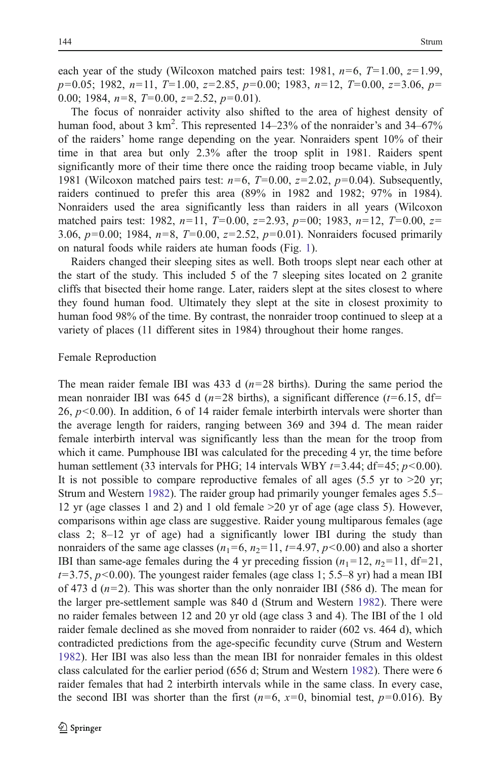each year of the study (Wilcoxon matched pairs test: 1981, $n=6$, $T=1.00$, $z=1.99$, $p=0.05$; 1982, $n=11$, $T=1.00$, $z=2.85$, $p=0.00$; 1983, $n=12$, $T=0.00$, $z=3.06$, $p=0.00$; 1984, $n=8$, $T=0.00$, $z=2.52$, $p=0.01$).

The focus of nonraider activity also shifted to the area of highest density of human food, about 3 $km^2$. This represented 14–23% of the nonraider's and 34–67% of the raiders' home range depending on the year. Nonraiders spent 10% of their time in that area but only 2.3% after the troop split in 1981. Raiders spent significantly more of their time there once the raiding troop became viable, in July 1981 (Wilcoxon matched pairs test: $n=6$, $T=0.00$, $z=2.02$, $p=0.04$). Subsequently, raiders continued to prefer this area (89% in 1982 and 1982; 97% in 1984). Nonraiders used the area significantly less than raiders in all years (Wilcoxon matched pairs test: 1982, $n=11$, $T=0.00$, $z=2.93$, $p=00$; 1983, $n=12$, $T=0.00$, $z=3.06$, $p=0.00$; 1984, $n=8$, $T=0.00$, $z=2.52$, $p=0.01$). Nonraiders focused primarily on natural foods while raiders ate human foods (Fig. 1).

Raiders changed their sleeping sites as well. Both troops slept near each other at the start of the study. This included 5 of the 7 sleeping sites located on 2 granite cliffs that bisected their home range. Later, raiders slept at the sites closest to where they found human food. Ultimately they slept at the site in closest proximity to human food 98% of the time. By contrast, the nonraider troop continued to sleep at a variety of places (11 different sites in 1984) throughout their home ranges.

## Female Reproduction

The mean raider female IBI was 433 d ($n=28$ births). During the same period the mean nonraider IBI was 645 d ($n=28$ births), a significant difference ($t=6.15$, df$=26$, $p<0.00$). In addition, 6 of 14 raider female interbirth intervals were shorter than the average length for raiders, ranging between 369 and 394 d. The mean raider female interbirth interval was significantly less than the mean for the troop from which it came. Pumphouse IBI was calculated for the preceding 4 yr, the time before human settlement (33 intervals for PHG; 14 intervals WBY $t=3.44$; df$=45$; $p<0.00$). It is not possible to compare reproductive females of all ages (5.5 yr to >20 yr; Strum and Western 1982). The raider group had primarily younger females ages 5.5–12 yr (age classes 1 and 2) and 1 old female >20 yr of age (age class 5). However, comparisons within age class are suggestive. Raider young multiparous females (age class 2; 8–12 yr of age) had a significantly lower IBI during the study than nonraiders of the same age classes ($n_1=6$, $n_2=11$, $t=4.97$, $p<0.00$) and also a shorter IBI than same-age females during the 4 yr preceding fission ($n_1=12$, $n_2=11$, df$=21$, $t=3.75$, $p<0.00$). The youngest raider females (age class 1; 5.5–8 yr) had a mean IBI of 473 d ($n=2$). This was shorter than the only nonraider IBI (586 d). The mean for the larger pre-settlement sample was 840 d (Strum and Western 1982). There were no raider females between 12 and 20 yr old (age class 3 and 4). The IBI of the 1 old raider female declined as she moved from nonraider to raider (602 vs. 464 d), which contradicted predictions from the age-specific fecundity curve (Strum and Western 1982). Her IBI was also less than the mean IBI for nonraider females in this oldest class calculated for the earlier period (656 d; Strum and Western 1982). There were 6 raider females that had 2 interbirth intervals while in the same class. In every case, the second IBI was shorter than the first ($n=6$, $x=0$, binomial test, $p=0.016$). By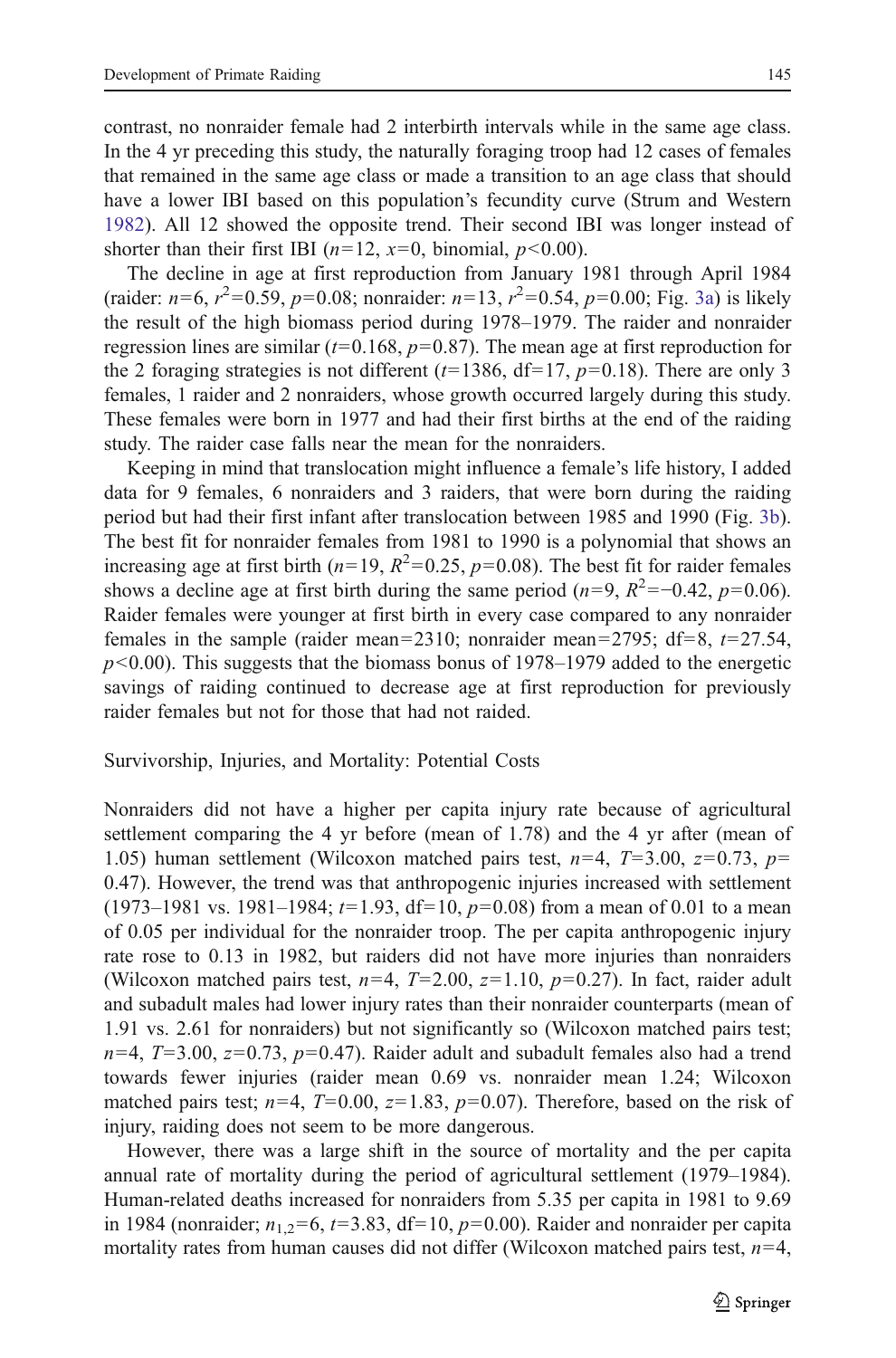contrast, no nonraider female had 2 interbirth intervals while in the same age class. In the 4 yr preceding this study, the naturally foraging troop had 12 cases of females that remained in the same age class or made a transition to an age class that should have a lower IBI based on this population's fecundity curve (Strum and Western 1982). All 12 showed the opposite trend. Their second IBI was longer instead of shorter than their first IBI ($n=12$, $x=0$, binomial, $p<0.00$).

The decline in age at first reproduction from January 1981 through April 1984 (raider: $n=6$, $r^2=0.59$, $p=0.08$; nonraider: $n=13$, $r^2=0.54$, $p=0.00$; Fig. 3a) is likely the result of the high biomass period during 1978–1979. The raider and nonraider regression lines are similar ($t=0.168$, $p=0.87$). The mean age at first reproduction for the 2 foraging strategies is not different ($t=1386$, df=17, $p=0.18$). There are only 3 females, 1 raider and 2 nonraiders, whose growth occurred largely during this study. These females were born in 1977 and had their first births at the end of the raiding study. The raider case falls near the mean for the nonraiders.

Keeping in mind that translocation might influence a female's life history, I added data for 9 females, 6 nonraiders and 3 raiders, that were born during the raiding period but had their first infant after translocation between 1985 and 1990 (Fig. 3b). The best fit for nonraider females from 1981 to 1990 is a polynomial that shows an increasing age at first birth ($n=19$, $R^2=0.25$, $p=0.08$). The best fit for raider females shows a decline age at first birth during the same period ($n=9$, $R^2=-0.42$, $p=0.06$). Raider females were younger at first birth in every case compared to any nonraider females in the sample (raider mean=2310; nonraider mean=2795; df=8, $t=27.54$, $p<0.00$). This suggests that the biomass bonus of 1978–1979 added to the energetic savings of raiding continued to decrease age at first reproduction for previously raider females but not for those that had not raided.

## Survivorship, Injuries, and Mortality: Potential Costs

Nonraiders did not have a higher per capita injury rate because of agricultural settlement comparing the 4 yr before (mean of 1.78) and the 4 yr after (mean of 1.05) human settlement (Wilcoxon matched pairs test, $n=4$, $T=3.00$, $z=0.73$, $p=0.47$). However, the trend was that anthropogenic injuries increased with settlement (1973–1981 vs. 1981–1984; $t=1.93$, df=10, $p=0.08$) from a mean of 0.01 to a mean of 0.05 per individual for the nonraider troop. The per capita anthropogenic injury rate rose to 0.13 in 1982, but raiders did not have more injuries than nonraiders (Wilcoxon matched pairs test, $n=4$, $T=2.00$, $z=1.10$, $p=0.27$). In fact, raider adult and subadult males had lower injury rates than their nonraider counterparts (mean of 1.91 vs. 2.61 for nonraiders) but not significantly so (Wilcoxon matched pairs test; $n=4$, $T=3.00$, $z=0.73$, $p=0.47$). Raider adult and subadult females also had a trend towards fewer injuries (raider mean 0.69 vs. nonraider mean 1.24; Wilcoxon matched pairs test; $n=4$, $T=0.00$, $z=1.83$, $p=0.07$). Therefore, based on the risk of injury, raiding does not seem to be more dangerous.

However, there was a large shift in the source of mortality and the per capita annual rate of mortality during the period of agricultural settlement (1979–1984). Human-related deaths increased for nonraiders from 5.35 per capita in 1981 to 9.69 in 1984 (nonraider; $n_{1,2}=6$, $t=3.83$, df=10, $p=0.00$). Raider and nonraider per capita mortality rates from human causes did not differ (Wilcoxon matched pairs test, $n=4$,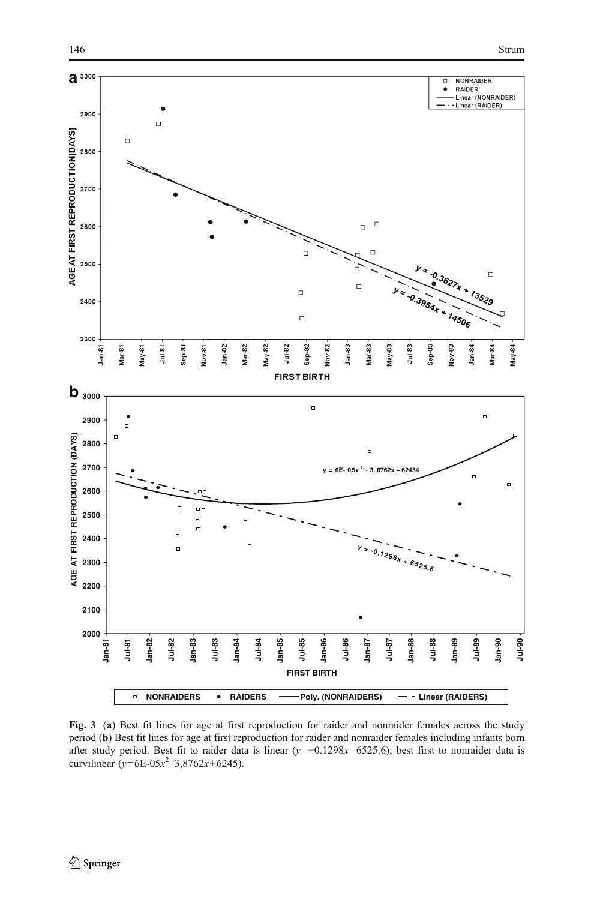**Fig. 3** (**a**) Best fit lines for age at first reproduction for raider and nonraider females across the study period (**b**) Best fit lines for age at first reproduction for raider and nonraider females including infants born after study period. Best fit to raider data is linear ($y$=−0.1298$x$=6525.6); best first to nonraider data is curvilinear ($y$=6E-05$x^2$–3,8762$x$+6245).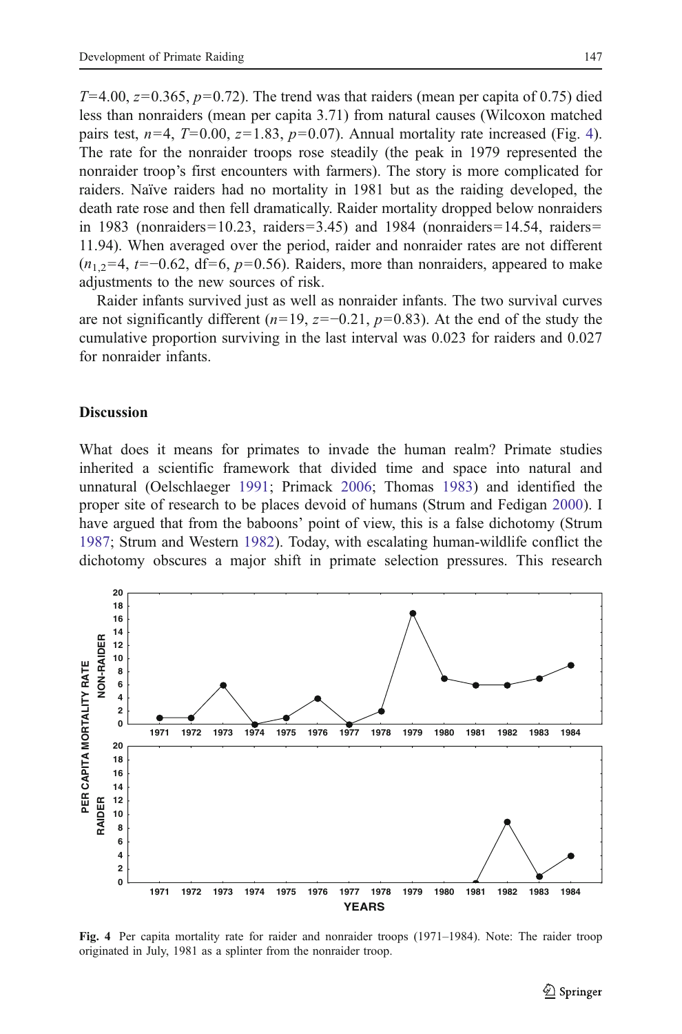$T$=4.00, $z$=0.365, $p$=0.72). The trend was that raiders (mean per capita of 0.75) died less than nonraiders (mean per capita 3.71) from natural causes (Wilcoxon matched pairs test, $n$=4, $T$=0.00, $z$=1.83, $p$=0.07). Annual mortality rate increased (Fig. 4). The rate for the nonraider troops rose steadily (the peak in 1979 represented the nonraider troop's first encounters with farmers). The story is more complicated for raiders. Naïve raiders had no mortality in 1981 but as the raiding developed, the death rate rose and then fell dramatically. Raider mortality dropped below nonraiders in 1983 (nonraiders=10.23, raiders=3.45) and 1984 (nonraiders=14.54, raiders= 11.94). When averaged over the period, raider and nonraider rates are not different ($n_{1,2}$=4, $t$=−0.62, df=6, $p$=0.56). Raiders, more than nonraiders, appeared to make adjustments to the new sources of risk.

Raider infants survived just as well as nonraider infants. The two survival curves are not significantly different ($n$=19, $z$=−0.21, $p$=0.83). At the end of the study the cumulative proportion surviving in the last interval was 0.023 for raiders and 0.027 for nonraider infants.

## Discussion

What does it means for primates to invade the human realm? Primate studies inherited a scientific framework that divided time and space into natural and unnatural (Oelschlaeger 1991; Primack 2006; Thomas 1983) and identified the proper site of research to be places devoid of humans (Strum and Fedigan 2000). I have argued that from the baboons' point of view, this is a false dichotomy (Strum 1987; Strum and Western 1982). Today, with escalating human-wildlife conflict the dichotomy obscures a major shift in primate selection pressures. This research

**Fig. 4** Per capita mortality rate for raider and nonraider troops (1971–1984). Note: The raider troop originated in July, 1981 as a splinter from the nonraider troop.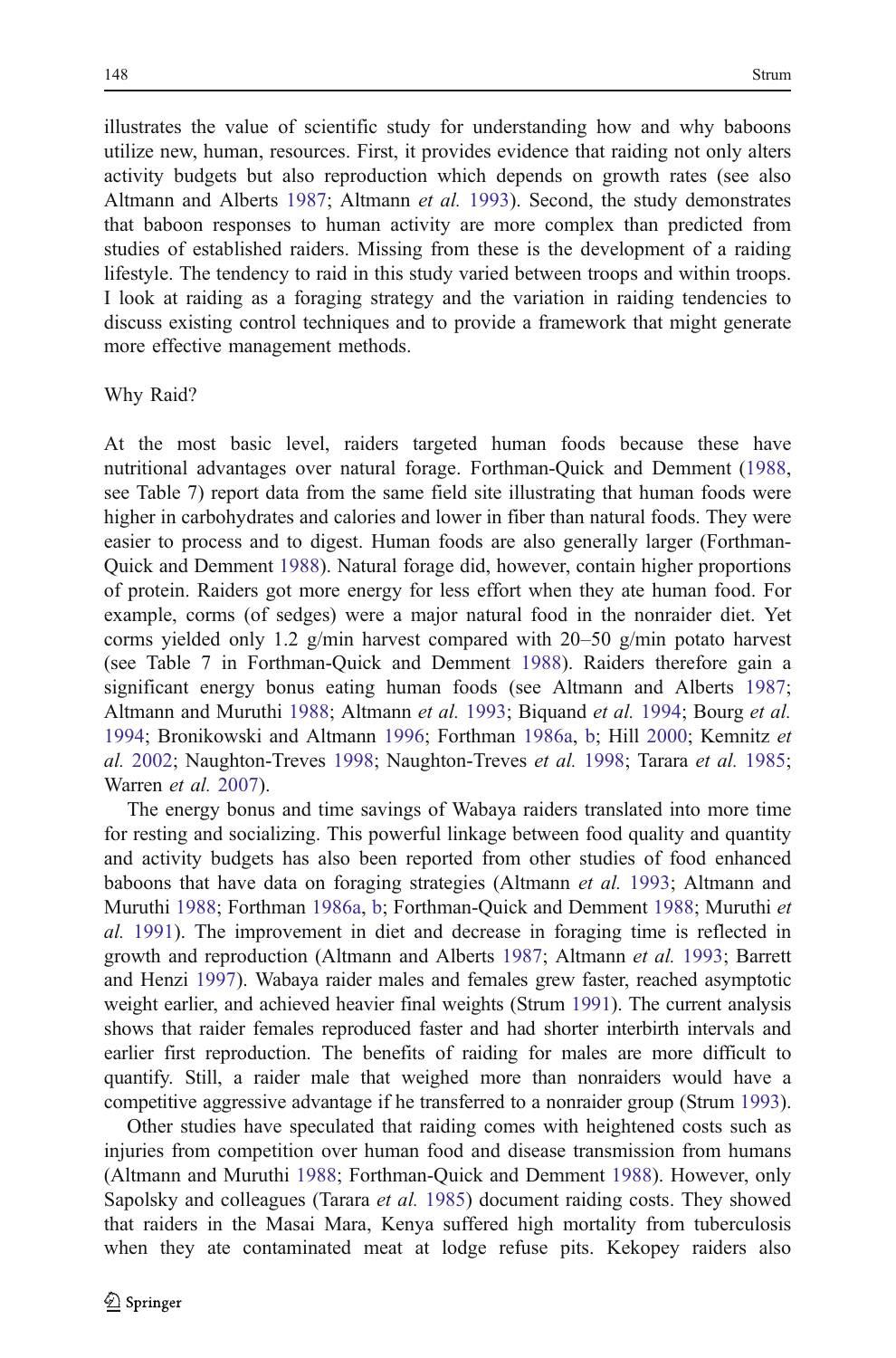illustrates the value of scientific study for understanding how and why baboons utilize new, human, resources. First, it provides evidence that raiding not only alters activity budgets but also reproduction which depends on growth rates (see also Altmann and Alberts 1987; Altmann *et al.* 1993). Second, the study demonstrates that baboon responses to human activity are more complex than predicted from studies of established raiders. Missing from these is the development of a raiding lifestyle. The tendency to raid in this study varied between troops and within troops. I look at raiding as a foraging strategy and the variation in raiding tendencies to discuss existing control techniques and to provide a framework that might generate more effective management methods.

## Why Raid?

At the most basic level, raiders targeted human foods because these have nutritional advantages over natural forage. Forthman-Quick and Demment (1988, see Table 7) report data from the same field site illustrating that human foods were higher in carbohydrates and calories and lower in fiber than natural foods. They were easier to process and to digest. Human foods are also generally larger (Forthman-Quick and Demment 1988). Natural forage did, however, contain higher proportions of protein. Raiders got more energy for less effort when they ate human food. For example, corms (of sedges) were a major natural food in the nonraider diet. Yet corms yielded only 1.2 g/min harvest compared with 20–50 g/min potato harvest (see Table 7 in Forthman-Quick and Demment 1988). Raiders therefore gain a significant energy bonus eating human foods (see Altmann and Alberts 1987; Altmann and Muruthi 1988; Altmann *et al.* 1993; Biquand *et al.* 1994; Bourg *et al.* 1994; Bronikowski and Altmann 1996; Forthman 1986a, b; Hill 2000; Kemnitz *et al.* 2002; Naughton-Treves 1998; Naughton-Treves *et al.* 1998; Tarara *et al.* 1985; Warren *et al.* 2007).

The energy bonus and time savings of Wabaya raiders translated into more time for resting and socializing. This powerful linkage between food quality and quantity and activity budgets has also been reported from other studies of food enhanced baboons that have data on foraging strategies (Altmann *et al.* 1993; Altmann and Muruthi 1988; Forthman 1986a, b; Forthman-Quick and Demment 1988; Muruthi *et al.* 1991). The improvement in diet and decrease in foraging time is reflected in growth and reproduction (Altmann and Alberts 1987; Altmann *et al.* 1993; Barrett and Henzi 1997). Wabaya raider males and females grew faster, reached asymptotic weight earlier, and achieved heavier final weights (Strum 1991). The current analysis shows that raider females reproduced faster and had shorter interbirth intervals and earlier first reproduction. The benefits of raiding for males are more difficult to quantify. Still, a raider male that weighed more than nonraiders would have a competitive aggressive advantage if he transferred to a nonraider group (Strum 1993).

Other studies have speculated that raiding comes with heightened costs such as injuries from competition over human food and disease transmission from humans (Altmann and Muruthi 1988; Forthman-Quick and Demment 1988). However, only Sapolsky and colleagues (Tarara *et al.* 1985) document raiding costs. They showed that raiders in the Masai Mara, Kenya suffered high mortality from tuberculosis when they ate contaminated meat at lodge refuse pits. Kekopey raiders also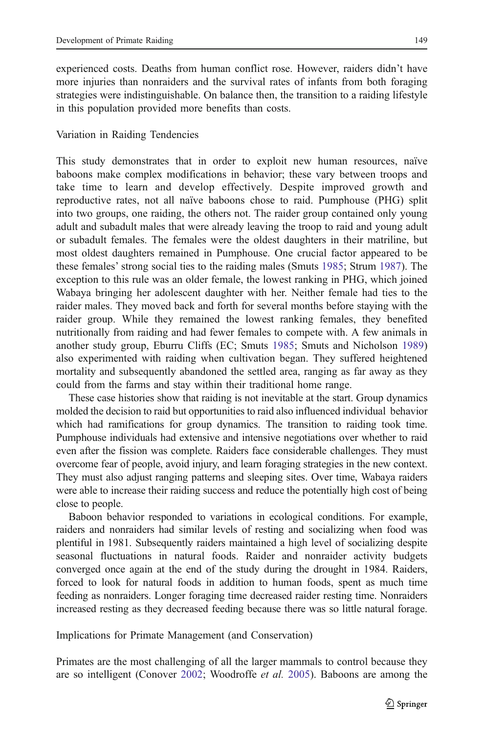experienced costs. Deaths from human conflict rose. However, raiders didn't have more injuries than nonraiders and the survival rates of infants from both foraging strategies were indistinguishable. On balance then, the transition to a raiding lifestyle in this population provided more benefits than costs.

### Variation in Raiding Tendencies

This study demonstrates that in order to exploit new human resources, naïve baboons make complex modifications in behavior; these vary between troops and take time to learn and develop effectively. Despite improved growth and reproductive rates, not all naïve baboons chose to raid. Pumphouse (PHG) split into two groups, one raiding, the others not. The raider group contained only young adult and subadult males that were already leaving the troop to raid and young adult or subadult females. The females were the oldest daughters in their matriline, but most oldest daughters remained in Pumphouse. One crucial factor appeared to be these females' strong social ties to the raiding males (Smuts 1985; Strum 1987). The exception to this rule was an older female, the lowest ranking in PHG, which joined Wabaya bringing her adolescent daughter with her. Neither female had ties to the raider males. They moved back and forth for several months before staying with the raider group. While they remained the lowest ranking females, they benefited nutritionally from raiding and had fewer females to compete with. A few animals in another study group, Eburru Cliffs (EC; Smuts 1985; Smuts and Nicholson 1989) also experimented with raiding when cultivation began. They suffered heightened mortality and subsequently abandoned the settled area, ranging as far away as they could from the farms and stay within their traditional home range.

These case histories show that raiding is not inevitable at the start. Group dynamics molded the decision to raid but opportunities to raid also influenced individual behavior which had ramifications for group dynamics. The transition to raiding took time. Pumphouse individuals had extensive and intensive negotiations over whether to raid even after the fission was complete. Raiders face considerable challenges. They must overcome fear of people, avoid injury, and learn foraging strategies in the new context. They must also adjust ranging patterns and sleeping sites. Over time, Wabaya raiders were able to increase their raiding success and reduce the potentially high cost of being close to people.

Baboon behavior responded to variations in ecological conditions. For example, raiders and nonraiders had similar levels of resting and socializing when food was plentiful in 1981. Subsequently raiders maintained a high level of socializing despite seasonal fluctuations in natural foods. Raider and nonraider activity budgets converged once again at the end of the study during the drought in 1984. Raiders, forced to look for natural foods in addition to human foods, spent as much time feeding as nonraiders. Longer foraging time decreased raider resting time. Nonraiders increased resting as they decreased feeding because there was so little natural forage.

### Implications for Primate Management (and Conservation)

Primates are the most challenging of all the larger mammals to control because they are so intelligent (Conover 2002; Woodroffe *et al.* 2005). Baboons are among the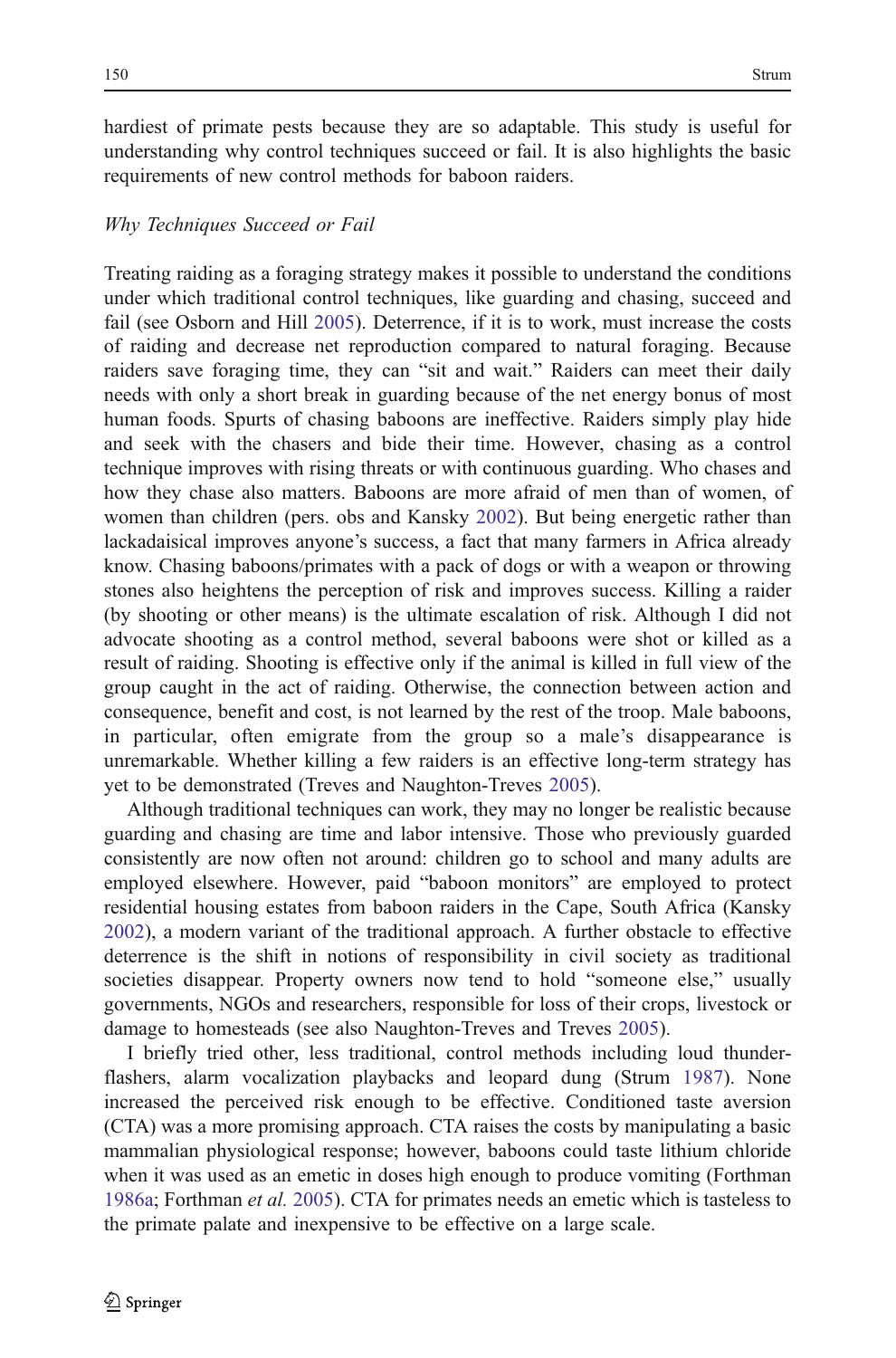hardiest of primate pests because they are so adaptable. This study is useful for understanding why control techniques succeed or fail. It is also highlights the basic requirements of new control methods for baboon raiders.

*Why Techniques Succeed or Fail*

Treating raiding as a foraging strategy makes it possible to understand the conditions under which traditional control techniques, like guarding and chasing, succeed and fail (see Osborn and Hill 2005). Deterrence, if it is to work, must increase the costs of raiding and decrease net reproduction compared to natural foraging. Because raiders save foraging time, they can "sit and wait." Raiders can meet their daily needs with only a short break in guarding because of the net energy bonus of most human foods. Spurts of chasing baboons are ineffective. Raiders simply play hide and seek with the chasers and bide their time. However, chasing as a control technique improves with rising threats or with continuous guarding. Who chases and how they chase also matters. Baboons are more afraid of men than of women, of women than children (pers. obs and Kansky 2002). But being energetic rather than lackadaisical improves anyone's success, a fact that many farmers in Africa already know. Chasing baboons/primates with a pack of dogs or with a weapon or throwing stones also heightens the perception of risk and improves success. Killing a raider (by shooting or other means) is the ultimate escalation of risk. Although I did not advocate shooting as a control method, several baboons were shot or killed as a result of raiding. Shooting is effective only if the animal is killed in full view of the group caught in the act of raiding. Otherwise, the connection between action and consequence, benefit and cost, is not learned by the rest of the troop. Male baboons, in particular, often emigrate from the group so a male's disappearance is unremarkable. Whether killing a few raiders is an effective long-term strategy has yet to be demonstrated (Treves and Naughton-Treves 2005).

Although traditional techniques can work, they may no longer be realistic because guarding and chasing are time and labor intensive. Those who previously guarded consistently are now often not around: children go to school and many adults are employed elsewhere. However, paid "baboon monitors" are employed to protect residential housing estates from baboon raiders in the Cape, South Africa (Kansky 2002), a modern variant of the traditional approach. A further obstacle to effective deterrence is the shift in notions of responsibility in civil society as traditional societies disappear. Property owners now tend to hold "someone else," usually governments, NGOs and researchers, responsible for loss of their crops, livestock or damage to homesteads (see also Naughton-Treves and Treves 2005).

I briefly tried other, less traditional, control methods including loud thunder-flashers, alarm vocalization playbacks and leopard dung (Strum 1987). None increased the perceived risk enough to be effective. Conditioned taste aversion (CTA) was a more promising approach. CTA raises the costs by manipulating a basic mammalian physiological response; however, baboons could taste lithium chloride when it was used as an emetic in doses high enough to produce vomiting (Forthman 1986a; Forthman *et al.* 2005). CTA for primates needs an emetic which is tasteless to the primate palate and inexpensive to be effective on a large scale.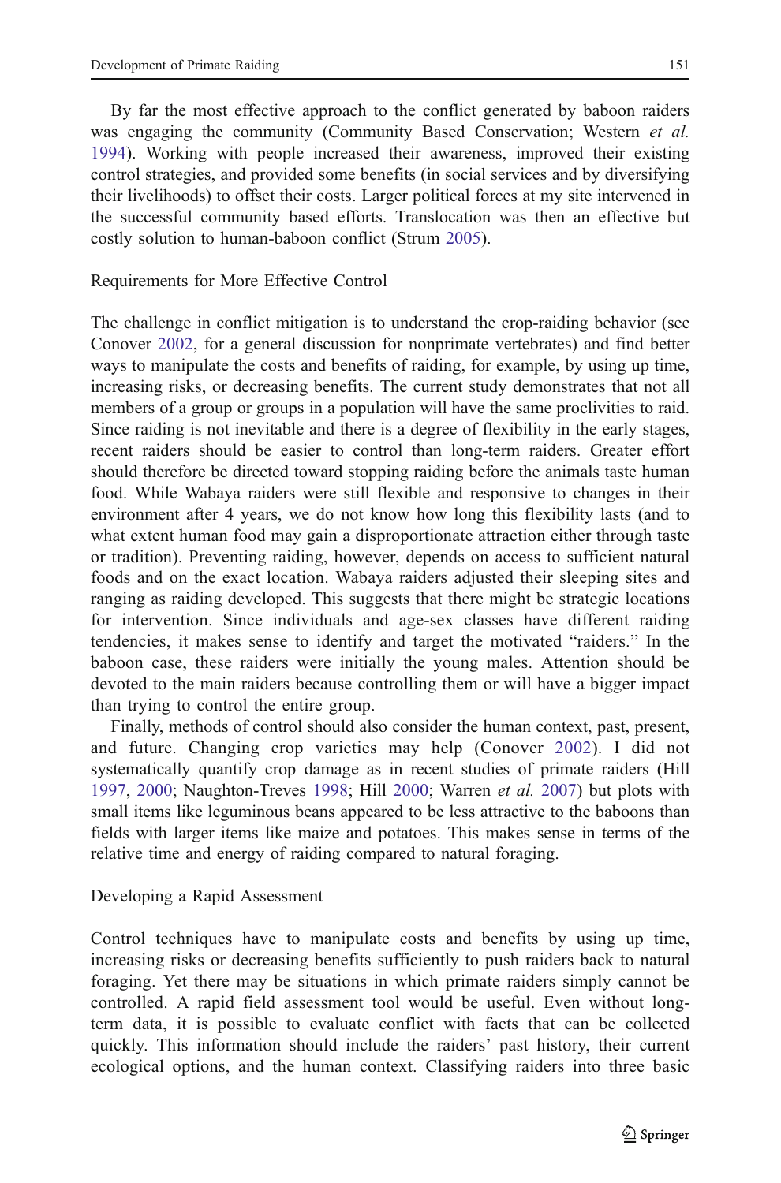By far the most effective approach to the conflict generated by baboon raiders was engaging the community (Community Based Conservation; Western *et al.* 1994). Working with people increased their awareness, improved their existing control strategies, and provided some benefits (in social services and by diversifying their livelihoods) to offset their costs. Larger political forces at my site intervened in the successful community based efforts. Translocation was then an effective but costly solution to human-baboon conflict (Strum 2005).

## Requirements for More Effective Control

The challenge in conflict mitigation is to understand the crop-raiding behavior (see Conover 2002, for a general discussion for nonprimate vertebrates) and find better ways to manipulate the costs and benefits of raiding, for example, by using up time, increasing risks, or decreasing benefits. The current study demonstrates that not all members of a group or groups in a population will have the same proclivities to raid. Since raiding is not inevitable and there is a degree of flexibility in the early stages, recent raiders should be easier to control than long-term raiders. Greater effort should therefore be directed toward stopping raiding before the animals taste human food. While Wabaya raiders were still flexible and responsive to changes in their environment after 4 years, we do not know how long this flexibility lasts (and to what extent human food may gain a disproportionate attraction either through taste or tradition). Preventing raiding, however, depends on access to sufficient natural foods and on the exact location. Wabaya raiders adjusted their sleeping sites and ranging as raiding developed. This suggests that there might be strategic locations for intervention. Since individuals and age-sex classes have different raiding tendencies, it makes sense to identify and target the motivated "raiders." In the baboon case, these raiders were initially the young males. Attention should be devoted to the main raiders because controlling them or will have a bigger impact than trying to control the entire group.

Finally, methods of control should also consider the human context, past, present, and future. Changing crop varieties may help (Conover 2002). I did not systematically quantify crop damage as in recent studies of primate raiders (Hill 1997, 2000; Naughton-Treves 1998; Hill 2000; Warren *et al.* 2007) but plots with small items like leguminous beans appeared to be less attractive to the baboons than fields with larger items like maize and potatoes. This makes sense in terms of the relative time and energy of raiding compared to natural foraging.

## Developing a Rapid Assessment

Control techniques have to manipulate costs and benefits by using up time, increasing risks or decreasing benefits sufficiently to push raiders back to natural foraging. Yet there may be situations in which primate raiders simply cannot be controlled. A rapid field assessment tool would be useful. Even without long-term data, it is possible to evaluate conflict with facts that can be collected quickly. This information should include the raiders' past history, their current ecological options, and the human context. Classifying raiders into three basic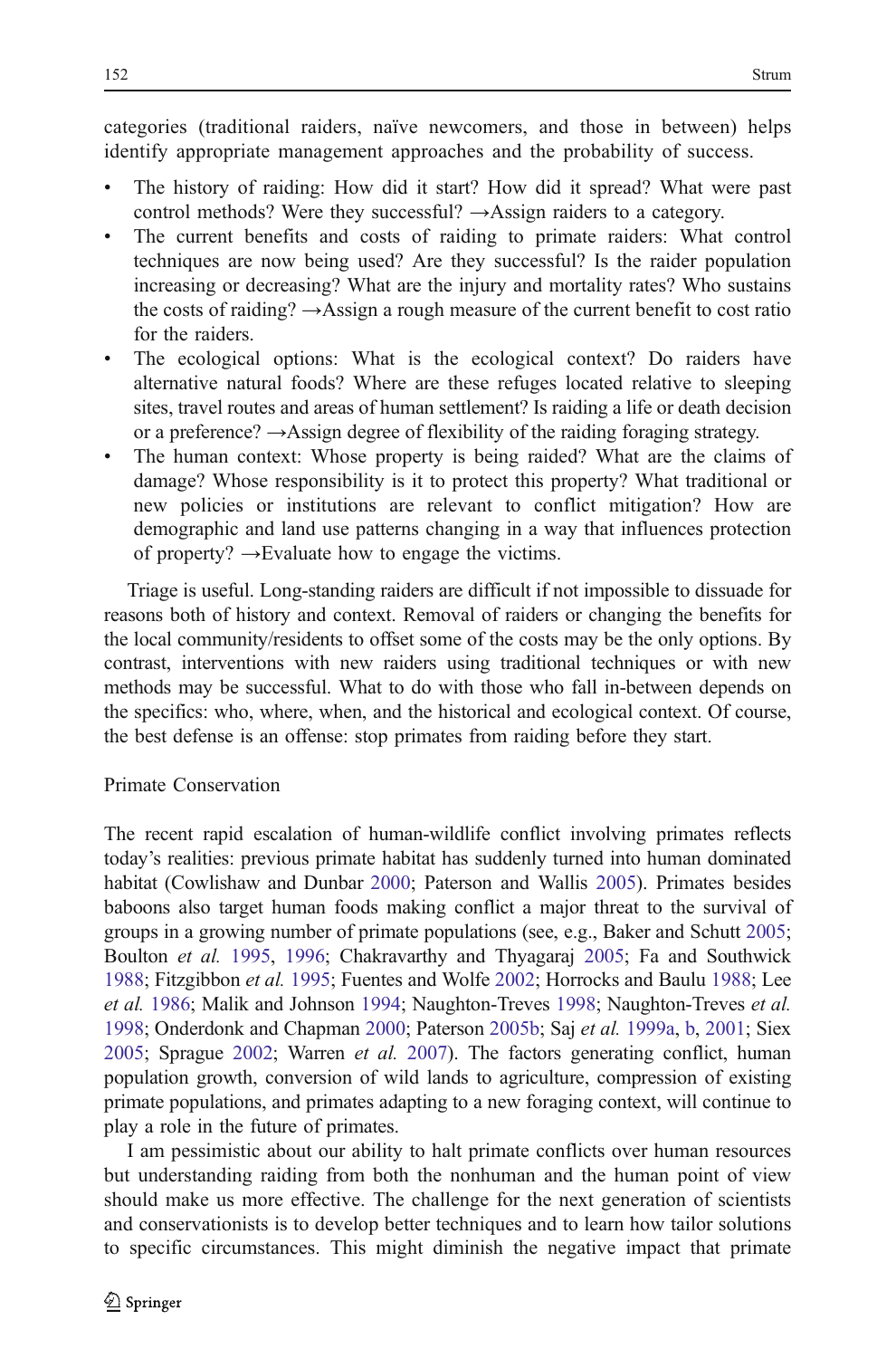categories (traditional raiders, naïve newcomers, and those in between) helps identify appropriate management approaches and the probability of success.

- The history of raiding: How did it start? How did it spread? What were past control methods? Were they successful? →Assign raiders to a category.
- The current benefits and costs of raiding to primate raiders: What control techniques are now being used? Are they successful? Is the raider population increasing or decreasing? What are the injury and mortality rates? Who sustains the costs of raiding? →Assign a rough measure of the current benefit to cost ratio for the raiders.
- The ecological options: What is the ecological context? Do raiders have alternative natural foods? Where are these refuges located relative to sleeping sites, travel routes and areas of human settlement? Is raiding a life or death decision or a preference? →Assign degree of flexibility of the raiding foraging strategy.
- The human context: Whose property is being raided? What are the claims of damage? Whose responsibility is it to protect this property? What traditional or new policies or institutions are relevant to conflict mitigation? How are demographic and land use patterns changing in a way that influences protection of property? →Evaluate how to engage the victims.

Triage is useful. Long-standing raiders are difficult if not impossible to dissuade for reasons both of history and context. Removal of raiders or changing the benefits for the local community/residents to offset some of the costs may be the only options. By contrast, interventions with new raiders using traditional techniques or with new methods may be successful. What to do with those who fall in-between depends on the specifics: who, where, when, and the historical and ecological context. Of course, the best defense is an offense: stop primates from raiding before they start.

## Primate Conservation

The recent rapid escalation of human-wildlife conflict involving primates reflects today's realities: previous primate habitat has suddenly turned into human dominated habitat (Cowlishaw and Dunbar 2000; Paterson and Wallis 2005). Primates besides baboons also target human foods making conflict a major threat to the survival of groups in a growing number of primate populations (see, e.g., Baker and Schutt 2005; Boulton *et al.* 1995, 1996; Chakravarthy and Thyagaraj 2005; Fa and Southwick 1988; Fitzgibbon *et al.* 1995; Fuentes and Wolfe 2002; Horrocks and Baulu 1988; Lee *et al.* 1986; Malik and Johnson 1994; Naughton-Treves 1998; Naughton-Treves *et al.* 1998; Onderdonk and Chapman 2000; Paterson 2005b; Saj *et al.* 1999a, b, 2001; Siex 2005; Sprague 2002; Warren *et al.* 2007). The factors generating conflict, human population growth, conversion of wild lands to agriculture, compression of existing primate populations, and primates adapting to a new foraging context, will continue to play a role in the future of primates.

I am pessimistic about our ability to halt primate conflicts over human resources but understanding raiding from both the nonhuman and the human point of view should make us more effective. The challenge for the next generation of scientists and conservationists is to develop better techniques and to learn how tailor solutions to specific circumstances. This might diminish the negative impact that primate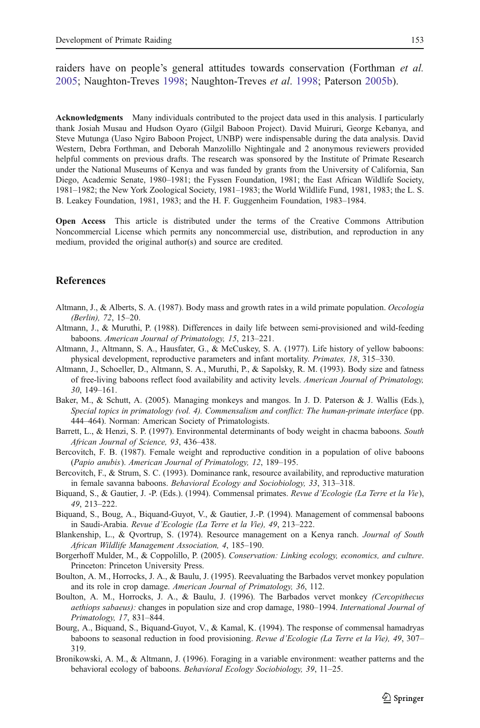raiders have on people's general attitudes towards conservation (Forthman *et al.* 2005; Naughton-Treves 1998; Naughton-Treves *et al.* 1998; Paterson 2005b).

**Acknowledgments** Many individuals contributed to the project data used in this analysis. I particularly thank Josiah Musau and Hudson Oyaro (Gilgil Baboon Project). David Muiruri, George Kebanya, and Steve Mutunga (Uaso Ngiro Baboon Project, UNBP) were indispensable during the data analysis. David Western, Debra Forthman, and Deborah Manzolillo Nightingale and 2 anonymous reviewers provided helpful comments on previous drafts. The research was sponsored by the Institute of Primate Research under the National Museums of Kenya and was funded by grants from the University of California, San Diego, Academic Senate, 1980–1981; the Fyssen Foundation, 1981; the East African Wildlife Society, 1981–1982; the New York Zoological Society, 1981–1983; the World Wildlife Fund, 1981, 1983; the L. S. B. Leakey Foundation, 1981, 1983; and the H. F. Guggenheim Foundation, 1983–1984.

**Open Access** This article is distributed under the terms of the Creative Commons Attribution Noncommercial License which permits any noncommercial use, distribution, and reproduction in any medium, provided the original author(s) and source are credited.

## References

Altmann, J., & Alberts, S. A. (1987). Body mass and growth rates in a wild primate population. *Oecologia (Berlin), 72*, 15–20.

Altmann, J., & Muruthi, P. (1988). Differences in daily life between semi-provisioned and wild-feeding baboons. *American Journal of Primatology, 15*, 213–221.

Altmann, J., Altmann, S. A., Hausfater, G., & McCuskey, S. A. (1977). Life history of yellow baboons: physical development, reproductive parameters and infant mortality. *Primates, 18*, 315–330.

Altmann, J., Schoeller, D., Altmann, S. A., Muruthi, P., & Sapolsky, R. M. (1993). Body size and fatness of free-living baboons reflect food availability and activity levels. *American Journal of Primatology, 30*, 149–161.

Baker, M., & Schutt, A. (2005). Managing monkeys and mangos. In J. D. Paterson & J. Wallis (Eds.), *Special topics in primatology (vol. 4). Commensalism and conflict: The human-primate interface* (pp. 444–464). Norman: American Society of Primatologists.

Barrett, L., & Henzi, S. P. (1997). Environmental determinants of body weight in chacma baboons. *South African Journal of Science, 93*, 436–438.

Bercovitch, F. B. (1987). Female weight and reproductive condition in a population of olive baboons (*Papio anubis*). *American Journal of Primatology, 12*, 189–195.

Bercovitch, F., & Strum, S. C. (1993). Dominance rank, resource availability, and reproductive maturation in female savanna baboons. *Behavioral Ecology and Sociobiology, 33*, 313–318.

Biquand, S., & Gautier, J. -P. (Eds.). (1994). Commensal primates. *Revue d'Ecologie (La Terre et la Vie*), *49*, 213–222.

Biquand, S., Boug, A., Biquand-Guyot, V., & Gautier, J.-P. (1994). Management of commensal baboons in Saudi-Arabia. *Revue d'Ecologie (La Terre et la Vie), 49*, 213–222.

Blankenship, L., & Qvortrup, S. (1974). Resource management on a Kenya ranch. *Journal of South African Wildlife Management Association, 4*, 185–190.

Borgerhoff Mulder, M., & Coppolillo, P. (2005). *Conservation: Linking ecology, economics, and culture*. Princeton: Princeton University Press.

Boulton, A. M., Horrocks, J. A., & Baulu, J. (1995). Reevaluating the Barbados vervet monkey population and its role in crop damage. *American Journal of Primatology, 36*, 112.

Boulton, A. M., Horrocks, J. A., & Baulu, J. (1996). The Barbados vervet monkey *(Cercopithecus aethiops sabaeus):* changes in population size and crop damage, 1980–1994. *International Journal of Primatology, 17*, 831–844.

Bourg, A., Biquand, S., Biquand-Guyot, V., & Kamal, K. (1994). The response of commensal hamadryas baboons to seasonal reduction in food provisioning. *Revue d'Ecologie (La Terre et la Vie), 49*, 307–319.

Bronikowski, A. M., & Altmann, J. (1996). Foraging in a variable environment: weather patterns and the behavioral ecology of baboons. *Behavioral Ecology Sociobiology, 39*, 11–25.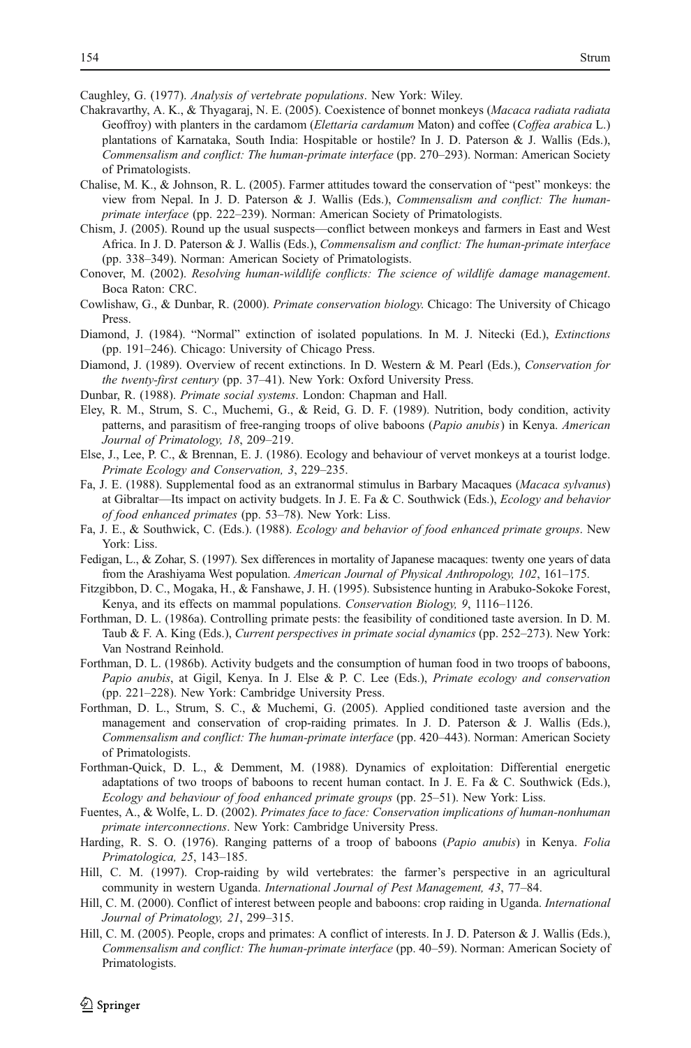Caughley, G. (1977). *Analysis of vertebrate populations*. New York: Wiley.

Chakravarthy, A. K., & Thyagaraj, N. E. (2005). Coexistence of bonnet monkeys (*Macaca radiata radiata* Geoffroy) with planters in the cardamom (*Elettaria cardamum* Maton) and coffee (*Coffea arabica* L.) plantations of Karnataka, South India: Hospitable or hostile? In J. D. Paterson & J. Wallis (Eds.), *Commensalism and conflict: The human-primate interface* (pp. 270–293). Norman: American Society of Primatologists.

Chalise, M. K., & Johnson, R. L. (2005). Farmer attitudes toward the conservation of "pest" monkeys: the view from Nepal. In J. D. Paterson & J. Wallis (Eds.), *Commensalism and conflict: The human-primate interface* (pp. 222–239). Norman: American Society of Primatologists.

Chism, J. (2005). Round up the usual suspects—conflict between monkeys and farmers in East and West Africa. In J. D. Paterson & J. Wallis (Eds.), *Commensalism and conflict: The human-primate interface* (pp. 338–349). Norman: American Society of Primatologists.

Conover, M. (2002). *Resolving human-wildlife conflicts: The science of wildlife damage management*. Boca Raton: CRC.

Cowlishaw, G., & Dunbar, R. (2000). *Primate conservation biology*. Chicago: The University of Chicago Press.

Diamond, J. (1984). "Normal" extinction of isolated populations. In M. J. Nitecki (Ed.), *Extinctions* (pp. 191–246). Chicago: University of Chicago Press.

Diamond, J. (1989). Overview of recent extinctions. In D. Western & M. Pearl (Eds.), *Conservation for the twenty-first century* (pp. 37–41). New York: Oxford University Press.

Dunbar, R. (1988). *Primate social systems*. London: Chapman and Hall.

Eley, R. M., Strum, S. C., Muchemi, G., & Reid, G. D. F. (1989). Nutrition, body condition, activity patterns, and parasitism of free-ranging troops of olive baboons (*Papio anubis*) in Kenya. *American Journal of Primatology, 18*, 209–219.

Else, J., Lee, P. C., & Brennan, E. J. (1986). Ecology and behaviour of vervet monkeys at a tourist lodge. *Primate Ecology and Conservation, 3*, 229–235.

Fa, J. E. (1988). Supplemental food as an extranormal stimulus in Barbary Macaques (*Macaca sylvanus*) at Gibraltar—Its impact on activity budgets. In J. E. Fa & C. Southwick (Eds.), *Ecology and behavior of food enhanced primates* (pp. 53–78). New York: Liss.

Fa, J. E., & Southwick, C. (Eds.). (1988). *Ecology and behavior of food enhanced primate groups*. New York: Liss.

Fedigan, L., & Zohar, S. (1997). Sex differences in mortality of Japanese macaques: twenty one years of data from the Arashiyama West population. *American Journal of Physical Anthropology, 102*, 161–175.

Fitzgibbon, D. C., Mogaka, H., & Fanshawe, J. H. (1995). Subsistence hunting in Arabuko-Sokoke Forest, Kenya, and its effects on mammal populations. *Conservation Biology, 9*, 1116–1126.

Forthman, D. L. (1986a). Controlling primate pests: the feasibility of conditioned taste aversion. In D. M. Taub & F. A. King (Eds.), *Current perspectives in primate social dynamics* (pp. 252–273). New York: Van Nostrand Reinhold.

Forthman, D. L. (1986b). Activity budgets and the consumption of human food in two troops of baboons, *Papio anubis*, at Gigil, Kenya. In J. Else & P. C. Lee (Eds.), *Primate ecology and conservation* (pp. 221–228). New York: Cambridge University Press.

Forthman, D. L., Strum, S. C., & Muchemi, G. (2005). Applied conditioned taste aversion and the management and conservation of crop-raiding primates. In J. D. Paterson & J. Wallis (Eds.), *Commensalism and conflict: The human-primate interface* (pp. 420–443). Norman: American Society of Primatologists.

Forthman-Quick, D. L., & Demment, M. (1988). Dynamics of exploitation: Differential energetic adaptations of two troops of baboons to recent human contact. In J. E. Fa & C. Southwick (Eds.), *Ecology and behaviour of food enhanced primate groups* (pp. 25–51). New York: Liss.

Fuentes, A., & Wolfe, L. D. (2002). *Primates face to face: Conservation implications of human-nonhuman primate interconnections*. New York: Cambridge University Press.

Harding, R. S. O. (1976). Ranging patterns of a troop of baboons (*Papio anubis*) in Kenya. *Folia Primatologica, 25*, 143–185.

Hill, C. M. (1997). Crop-raiding by wild vertebrates: the farmer's perspective in an agricultural community in western Uganda. *International Journal of Pest Management, 43*, 77–84.

Hill, C. M. (2000). Conflict of interest between people and baboons: crop raiding in Uganda. *International Journal of Primatology, 21*, 299–315.

Hill, C. M. (2005). People, crops and primates: A conflict of interests. In J. D. Paterson & J. Wallis (Eds.), *Commensalism and conflict: The human-primate interface* (pp. 40–59). Norman: American Society of Primatologists.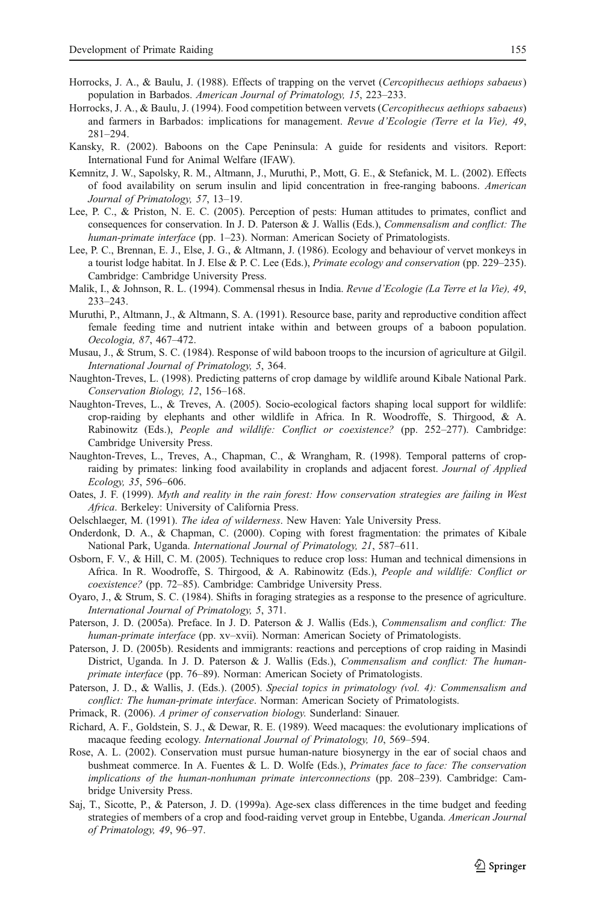Horrocks, J. A., & Baulu, J. (1988). Effects of trapping on the vervet (*Cercopithecus aethiops sabaeus*) population in Barbados. *American Journal of Primatology, 15*, 223–233.

Horrocks, J. A., & Baulu, J. (1994). Food competition between vervets (*Cercopithecus aethiops sabaeus*) and farmers in Barbados: implications for management. *Revue d'Ecologie (Terre et la Vie), 49*, 281–294.

Kansky, R. (2002). Baboons on the Cape Peninsula: A guide for residents and visitors. Report: International Fund for Animal Welfare (IFAW).

Kemnitz, J. W., Sapolsky, R. M., Altmann, J., Muruthi, P., Mott, G. E., & Stefanick, M. L. (2002). Effects of food availability on serum insulin and lipid concentration in free-ranging baboons. *American Journal of Primatology, 57*, 13–19.

Lee, P. C., & Priston, N. E. C. (2005). Perception of pests: Human attitudes to primates, conflict and consequences for conservation. In J. D. Paterson & J. Wallis (Eds.), *Commensalism and conflict: The human-primate interface* (pp. 1–23). Norman: American Society of Primatologists.

Lee, P. C., Brennan, E. J., Else, J. G., & Altmann, J. (1986). Ecology and behaviour of vervet monkeys in a tourist lodge habitat. In J. Else & P. C. Lee (Eds.), *Primate ecology and conservation* (pp. 229–235). Cambridge: Cambridge University Press.

Malik, I., & Johnson, R. L. (1994). Commensal rhesus in India. *Revue d'Ecologie (La Terre et la Vie), 49*, 233–243.

Muruthi, P., Altmann, J., & Altmann, S. A. (1991). Resource base, parity and reproductive condition affect female feeding time and nutrient intake within and between groups of a baboon population. *Oecologia, 87*, 467–472.

Musau, J., & Strum, S. C. (1984). Response of wild baboon troops to the incursion of agriculture at Gilgil. *International Journal of Primatology, 5*, 364.

Naughton-Treves, L. (1998). Predicting patterns of crop damage by wildlife around Kibale National Park. *Conservation Biology, 12*, 156–168.

Naughton-Treves, L., & Treves, A. (2005). Socio-ecological factors shaping local support for wildlife: crop-raiding by elephants and other wildlife in Africa. In R. Woodroffe, S. Thirgood, & A. Rabinowitz (Eds.), *People and wildlife: Conflict or coexistence?* (pp. 252–277). Cambridge: Cambridge University Press.

Naughton-Treves, L., Treves, A., Chapman, C., & Wrangham, R. (1998). Temporal patterns of crop-raiding by primates: linking food availability in croplands and adjacent forest. *Journal of Applied Ecology, 35*, 596–606.

Oates, J. F. (1999). *Myth and reality in the rain forest: How conservation strategies are failing in West Africa*. Berkeley: University of California Press.

Oelschlaeger, M. (1991). *The idea of wilderness*. New Haven: Yale University Press.

Onderdonk, D. A., & Chapman, C. (2000). Coping with forest fragmentation: the primates of Kibale National Park, Uganda. *International Journal of Primatology, 21*, 587–611.

Osborn, F. V., & Hill, C. M. (2005). Techniques to reduce crop loss: Human and technical dimensions in Africa. In R. Woodroffe, S. Thirgood, & A. Rabinowitz (Eds.), *People and wildlife: Conflict or coexistence?* (pp. 72–85). Cambridge: Cambridge University Press.

Oyaro, J., & Strum, S. C. (1984). Shifts in foraging strategies as a response to the presence of agriculture. *International Journal of Primatology, 5*, 371.

Paterson, J. D. (2005a). Preface. In J. D. Paterson & J. Wallis (Eds.), *Commensalism and conflict: The human-primate interface* (pp. xv–xvii). Norman: American Society of Primatologists.

Paterson, J. D. (2005b). Residents and immigrants: reactions and perceptions of crop raiding in Masindi District, Uganda. In J. D. Paterson & J. Wallis (Eds.), *Commensalism and conflict: The human-primate interface* (pp. 76–89). Norman: American Society of Primatologists.

Paterson, J. D., & Wallis, J. (Eds.). (2005). *Special topics in primatology (vol. 4): Commensalism and conflict: The human-primate interface*. Norman: American Society of Primatologists.

Primack, R. (2006). *A primer of conservation biology*. Sunderland: Sinauer.

Richard, A. F., Goldstein, S. J., & Dewar, R. E. (1989). Weed macaques: the evolutionary implications of macaque feeding ecology. *International Journal of Primatology, 10*, 569–594.

Rose, A. L. (2002). Conservation must pursue human-nature biosynergy in the ear of social chaos and bushmeat commerce. In A. Fuentes & L. D. Wolfe (Eds.), *Primates face to face: The conservation implications of the human-nonhuman primate interconnections* (pp. 208–239). Cambridge: Cambridge University Press.

Saj, T., Sicotte, P., & Paterson, J. D. (1999a). Age-sex class differences in the time budget and feeding strategies of members of a crop and food-raiding vervet group in Entebbe, Uganda. *American Journal of Primatology, 49*, 96–97.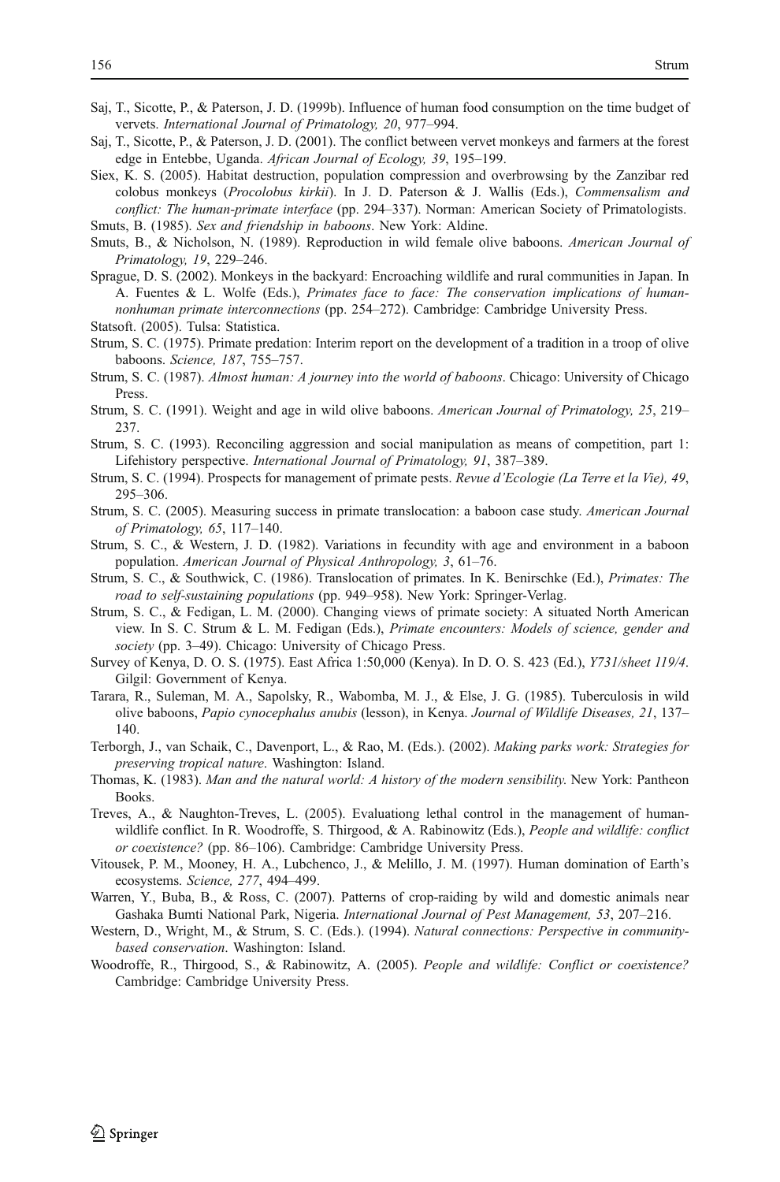Saj, T., Sicotte, P., & Paterson, J. D. (1999b). Influence of human food consumption on the time budget of vervets. *International Journal of Primatology, 20*, 977–994.

Saj, T., Sicotte, P., & Paterson, J. D. (2001). The conflict between vervet monkeys and farmers at the forest edge in Entebbe, Uganda. *African Journal of Ecology, 39*, 195–199.

Siex, K. S. (2005). Habitat destruction, population compression and overbrowsing by the Zanzibar red colobus monkeys (*Procolobus kirkii*). In J. D. Paterson & J. Wallis (Eds.), *Commensalism and conflict: The human-primate interface* (pp. 294–337). Norman: American Society of Primatologists.

Smuts, B. (1985). *Sex and friendship in baboons*. New York: Aldine.

Smuts, B., & Nicholson, N. (1989). Reproduction in wild female olive baboons. *American Journal of Primatology, 19*, 229–246.

Sprague, D. S. (2002). Monkeys in the backyard: Encroaching wildlife and rural communities in Japan. In A. Fuentes & L. Wolfe (Eds.), *Primates face to face: The conservation implications of human-nonhuman primate interconnections* (pp. 254–272). Cambridge: Cambridge University Press.

Statsoft. (2005). Tulsa: Statistica.

Strum, S. C. (1975). Primate predation: Interim report on the development of a tradition in a troop of olive baboons. *Science, 187*, 755–757.

Strum, S. C. (1987). *Almost human: A journey into the world of baboons*. Chicago: University of Chicago Press.

Strum, S. C. (1991). Weight and age in wild olive baboons. *American Journal of Primatology, 25*, 219–237.

Strum, S. C. (1993). Reconciling aggression and social manipulation as means of competition, part 1: Lifehistory perspective. *International Journal of Primatology, 91*, 387–389.

Strum, S. C. (1994). Prospects for management of primate pests. *Revue d'Ecologie (La Terre et la Vie), 49*, 295–306.

Strum, S. C. (2005). Measuring success in primate translocation: a baboon case study. *American Journal of Primatology, 65*, 117–140.

Strum, S. C., & Western, J. D. (1982). Variations in fecundity with age and environment in a baboon population. *American Journal of Physical Anthropology, 3*, 61–76.

Strum, S. C., & Southwick, C. (1986). Translocation of primates. In K. Benirschke (Ed.), *Primates: The road to self-sustaining populations* (pp. 949–958). New York: Springer-Verlag.

Strum, S. C., & Fedigan, L. M. (2000). Changing views of primate society: A situated North American view. In S. C. Strum & L. M. Fedigan (Eds.), *Primate encounters: Models of science, gender and society* (pp. 3–49). Chicago: University of Chicago Press.

Survey of Kenya, D. O. S. (1975). East Africa 1:50,000 (Kenya). In D. O. S. 423 (Ed.), *Y731/sheet 119/4*. Gilgil: Government of Kenya.

Tarara, R., Suleman, M. A., Sapolsky, R., Wabomba, M. J., & Else, J. G. (1985). Tuberculosis in wild olive baboons, *Papio cynocephalus anubis* (lesson), in Kenya. *Journal of Wildlife Diseases, 21*, 137–140.

Terborgh, J., van Schaik, C., Davenport, L., & Rao, M. (Eds.). (2002). *Making parks work: Strategies for preserving tropical nature*. Washington: Island.

Thomas, K. (1983). *Man and the natural world: A history of the modern sensibility*. New York: Pantheon Books.

Treves, A., & Naughton-Treves, L. (2005). Evaluationg lethal control in the management of human-wildlife conflict. In R. Woodroffe, S. Thirgood, & A. Rabinowitz (Eds.), *People and wildlife: conflict or coexistence?* (pp. 86–106). Cambridge: Cambridge University Press.

Vitousek, P. M., Mooney, H. A., Lubchenco, J., & Melillo, J. M. (1997). Human domination of Earth's ecosystems. *Science, 277*, 494–499.

Warren, Y., Buba, B., & Ross, C. (2007). Patterns of crop-raiding by wild and domestic animals near Gashaka Bumti National Park, Nigeria. *International Journal of Pest Management, 53*, 207–216.

Western, D., Wright, M., & Strum, S. C. (Eds.). (1994). *Natural connections: Perspective in community-based conservation*. Washington: Island.

Woodroffe, R., Thirgood, S., & Rabinowitz, A. (2005). *People and wildlife: Conflict or coexistence?* Cambridge: Cambridge University Press.